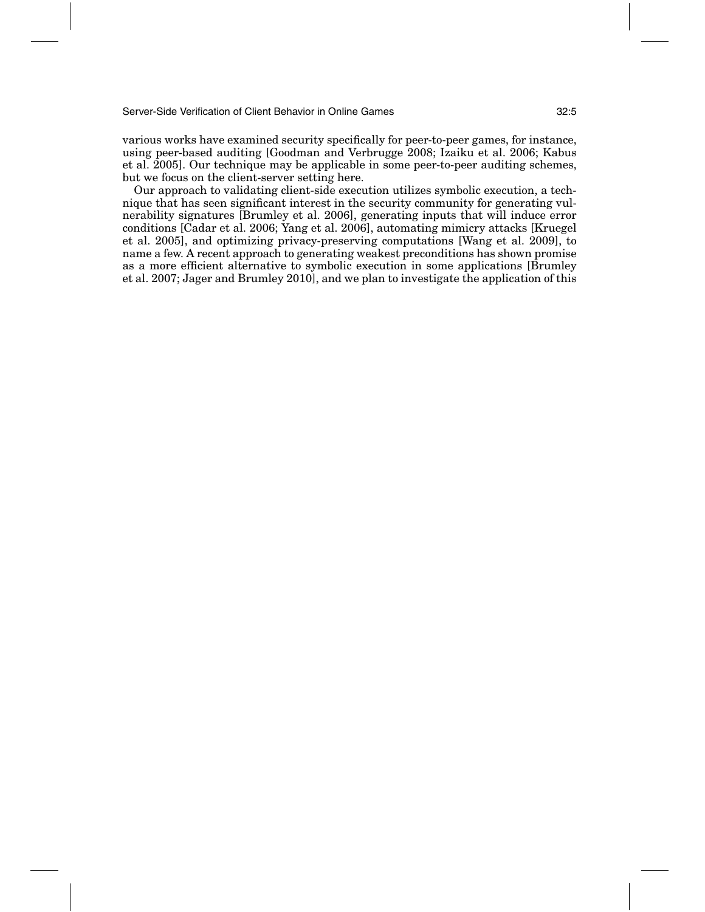various works have examined security specifically for peer-to-peer games, for instance, using peer-based auditing [Goodman and Verbrugge 2008; Izaiku et al. 2006; Kabus et al. 2005]. Our technique may be applicable in some peer-to-peer auditing schemes, but we focus on the client-server setting here.

Our approach to validating client-side execution utilizes symbolic execution, a technique that has seen significant interest in the security community for generating vulnerability signatures [Brumley et al. 2006], generating inputs that will induce error conditions [Cadar et al. 2006; Yang et al. 2006], automating mimicry attacks [Kruegel et al. 2005], and optimizing privacy-preserving computations [Wang et al. 2009], to name a few. A recent approach to generating weakest preconditions has shown promise as a more efficient alternative to symbolic execution in some applications [Brumley et al. 2007; Jager and Brumley 2010], and we plan to investigate the application of this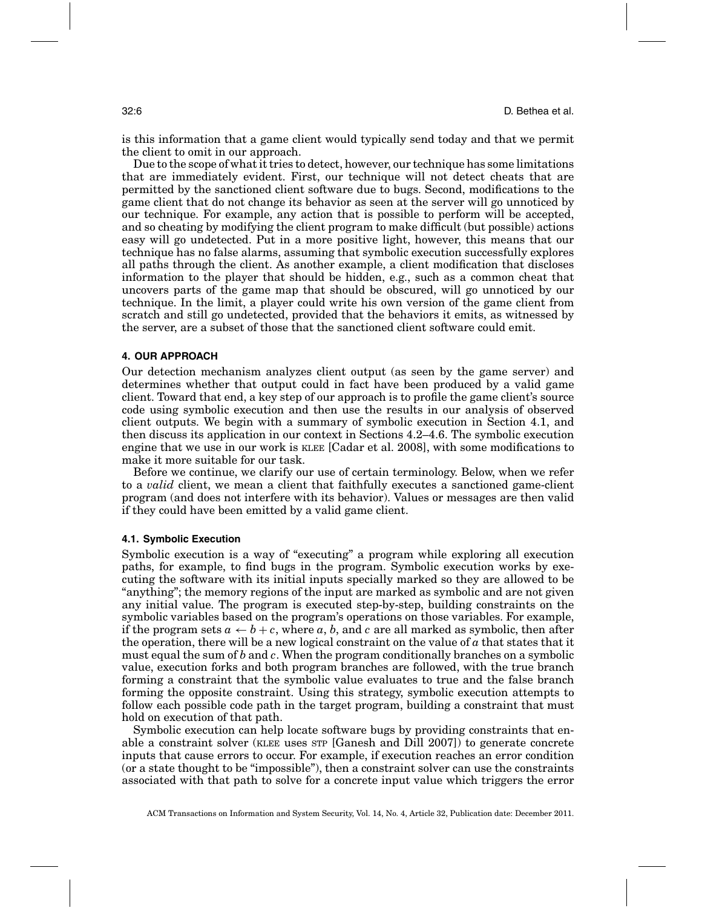is this information that a game client would typically send today and that we permit the client to omit in our approach.

Due to the scope of what it tries to detect, however, our technique has some limitations that are immediately evident. First, our technique will not detect cheats that are permitted by the sanctioned client software due to bugs. Second, modifications to the game client that do not change its behavior as seen at the server will go unnoticed by our technique. For example, any action that is possible to perform will be accepted, and so cheating by modifying the client program to make difficult (but possible) actions easy will go undetected. Put in a more positive light, however, this means that our technique has no false alarms, assuming that symbolic execution successfully explores all paths through the client. As another example, a client modification that discloses information to the player that should be hidden, e.g., such as a common cheat that uncovers parts of the game map that should be obscured, will go unnoticed by our technique. In the limit, a player could write his own version of the game client from scratch and still go undetected, provided that the behaviors it emits, as witnessed by the server, are a subset of those that the sanctioned client software could emit.

## 4. OUR APPROACH

Our detection mechanism analyzes client output (as seen by the game server) and determines whether that output could in fact have been produced by a valid game client. Toward that end, a key step of our approach is to profile the game client's source code using symbolic execution and then use the results in our analysis of observed client outputs. We begin with a summary of symbolic execution in Section 4.1, and then discuss its application in our context in Sections 4.2–4.6. The symbolic execution engine that we use in our work is KLEE [Cadar et al. 2008], with some modifications to make it more suitable for our task.

Before we continue, we clarify our use of certain terminology. Below, when we refer to a *valid* client, we mean a client that faithfully executes a sanctioned game-client program (and does not interfere with its behavior). Values or messages are then valid if they could have been emitted by a valid game client.

### 4.1. Symbolic Execution

Symbolic execution is a way of "executing" a program while exploring all execution paths, for example, to find bugs in the program. Symbolic execution works by executing the software with its initial inputs specially marked so they are allowed to be "anything"; the memory regions of the input are marked as symbolic and are not given any initial value. The program is executed step-by-step, building constraints on the symbolic variables based on the program's operations on those variables. For example, if the program sets $a \leftarrow b + c$, where $a$, $b$, and $c$ are all marked as symbolic, then after the operation, there will be a new logical constraint on the value of $a$ that states that it must equal the sum of $b$ and $c$. When the program conditionally branches on a symbolic value, execution forks and both program branches are followed, with the true branch forming a constraint that the symbolic value evaluates to true and the false branch forming the opposite constraint. Using this strategy, symbolic execution attempts to follow each possible code path in the target program, building a constraint that must hold on execution of that path.

Symbolic execution can help locate software bugs by providing constraints that enable a constraint solver (KLEE uses STP [Ganesh and Dill 2007]) to generate concrete inputs that cause errors to occur. For example, if execution reaches an error condition (or a state thought to be "impossible"), then a constraint solver can use the constraints associated with that path to solve for a concrete input value which triggers the error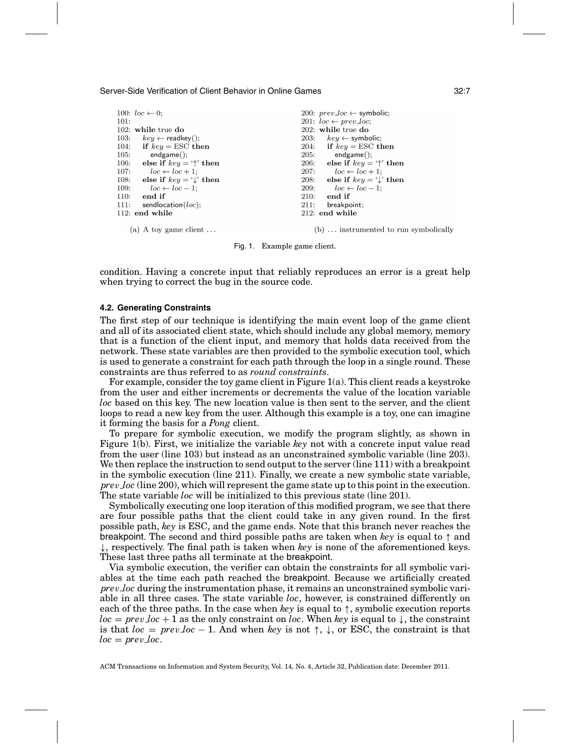```
100: loc ← 0;
101:
102: while true do
103:   key ← readkey();
104:   if key = ESC then
105:     endgame();
106:   else if key = '↑' then
107:     loc ← loc + 1;
108:   else if key = '↓' then
109:     loc ← loc − 1;
110:   end if
111:   sendlocation(loc);
112: end while
```

(a) A toy game client . . .

```
200: prev_loc ← symbolic;
201: loc ← prev_loc;
202: while true do
203:   key ← symbolic;
204:   if key = ESC then
205:     endgame();
206:   else if key = '↑' then
207:     loc ← loc + 1;
208:   else if key = '↓' then
209:     loc ← loc − 1;
210:   end if
211:   breakpoint;
212: end while
```

(b) . . . instrumented to run symbolically

Fig. 1. Example game client.

condition. Having a concrete input that reliably reproduces an error is a great help when trying to correct the bug in the source code.

### 4.2. Generating Constraints

The first step of our technique is identifying the main event loop of the game client and all of its associated client state, which should include any global memory, memory that is a function of the client input, and memory that holds data received from the network. These state variables are then provided to the symbolic execution tool, which is used to generate a constraint for each path through the loop in a single round. These constraints are thus referred to as *round constraints*.

For example, consider the toy game client in Figure 1(a). This client reads a keystroke from the user and either increments or decrements the value of the location variable *loc* based on this key. The new location value is then sent to the server, and the client loops to read a new key from the user. Although this example is a toy, one can imagine it forming the basis for a *Pong* client.

To prepare for symbolic execution, we modify the program slightly, as shown in Figure 1(b). First, we initialize the variable *key* not with a concrete input value read from the user (line 103) but instead as an unconstrained symbolic variable (line 203). We then replace the instruction to send output to the server (line 111) with a breakpoint in the symbolic execution (line 211). Finally, we create a new symbolic state variable, *prev_loc* (line 200), which will represent the game state up to this point in the execution. The state variable *loc* will be initialized to this previous state (line 201).

Symbolically executing one loop iteration of this modified program, we see that there are four possible paths that the client could take in any given round. In the first possible path, *key* is ESC, and the game ends. Note that this branch never reaches the breakpoint. The second and third possible paths are taken when *key* is equal to ↑ and ↓, respectively. The final path is taken when *key* is none of the aforementioned keys. These last three paths all terminate at the breakpoint.

Via symbolic execution, the verifier can obtain the constraints for all symbolic variables at the time each path reached the breakpoint. Because we artificially created *prev_loc* during the instrumentation phase, it remains an unconstrained symbolic variable in all three cases. The state variable *loc*, however, is constrained differently on each of the three paths. In the case when *key* is equal to ↑, symbolic execution reports $loc = prev\_loc + 1$ as the only constraint on *loc*. When *key* is equal to ↓, the constraint is that $loc = prev\_loc - 1$. And when *key* is not ↑, ↓, or ESC, the constraint is that $loc = prev\_loc$.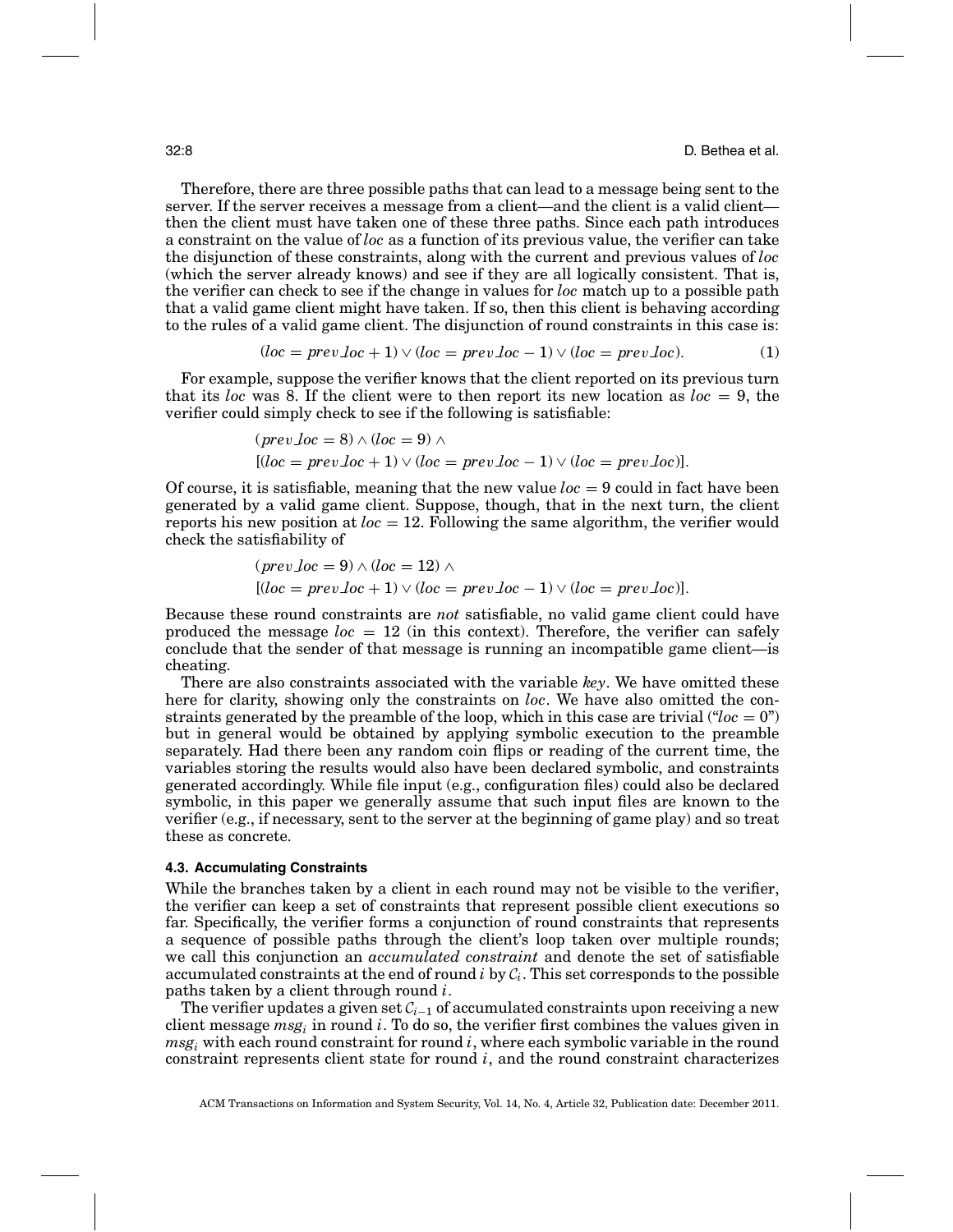Therefore, there are three possible paths that can lead to a message being sent to the server. If the server receives a message from a client—and the client is a valid client—then the client must have taken one of these three paths. Since each path introduces a constraint on the value of *loc* as a function of its previous value, the verifier can take the disjunction of these constraints, along with the current and previous values of *loc* (which the server already knows) and see if they are all logically consistent. That is, the verifier can check to see if the change in values for *loc* match up to a possible path that a valid game client might have taken. If so, then this client is behaving according to the rules of a valid game client. The disjunction of round constraints in this case is:

$$(loc = prev\_loc + 1) \vee (loc = prev\_loc - 1) \vee (loc = prev\_loc). \tag{1}$$

For example, suppose the verifier knows that the client reported on its previous turn that its *loc* was 8. If the client were to then report its new location as $loc = 9$, the verifier could simply check to see if the following is satisfiable:

$$\begin{aligned}&(prev\_loc = 8) \wedge (loc = 9) \wedge \\ &[(loc = prev\_loc + 1) \vee (loc = prev\_loc - 1) \vee (loc = prev\_loc)].\end{aligned}$$

Of course, it is satisfiable, meaning that the new value $loc = 9$ could in fact have been generated by a valid game client. Suppose, though, that in the next turn, the client reports his new position at $loc = 12$. Following the same algorithm, the verifier would check the satisfiability of

$$\begin{aligned}&(prev\_loc = 9) \wedge (loc = 12) \wedge \\ &[(loc = prev\_loc + 1) \vee (loc = prev\_loc - 1) \vee (loc = prev\_loc)].\end{aligned}$$

Because these round constraints are *not* satisfiable, no valid game client could have produced the message $loc = 12$ (in this context). Therefore, the verifier can safely conclude that the sender of that message is running an incompatible game client—is cheating.

There are also constraints associated with the variable *key*. We have omitted these here for clarity, showing only the constraints on *loc*. We have also omitted the constraints generated by the preamble of the loop, which in this case are trivial ("$loc = 0$") but in general would be obtained by applying symbolic execution to the preamble separately. Had there been any random coin flips or reading of the current time, the variables storing the results would also have been declared symbolic, and constraints generated accordingly. While file input (e.g., configuration files) could also be declared symbolic, in this paper we generally assume that such input files are known to the verifier (e.g., if necessary, sent to the server at the beginning of game play) and so treat these as concrete.

### 4.3. Accumulating Constraints

While the branches taken by a client in each round may not be visible to the verifier, the verifier can keep a set of constraints that represent possible client executions so far. Specifically, the verifier forms a conjunction of round constraints that represents a sequence of possible paths through the client's loop taken over multiple rounds; we call this conjunction an *accumulated constraint* and denote the set of satisfiable accumulated constraints at the end of round $i$ by $\mathcal{C}_i$. This set corresponds to the possible paths taken by a client through round $i$.

The verifier updates a given set $\mathcal{C}_{i-1}$ of accumulated constraints upon receiving a new client message $msg_i$ in round $i$. To do so, the verifier first combines the values given in $msg_i$ with each round constraint for round $i$, where each symbolic variable in the round constraint represents client state for round $i$, and the round constraint characterizes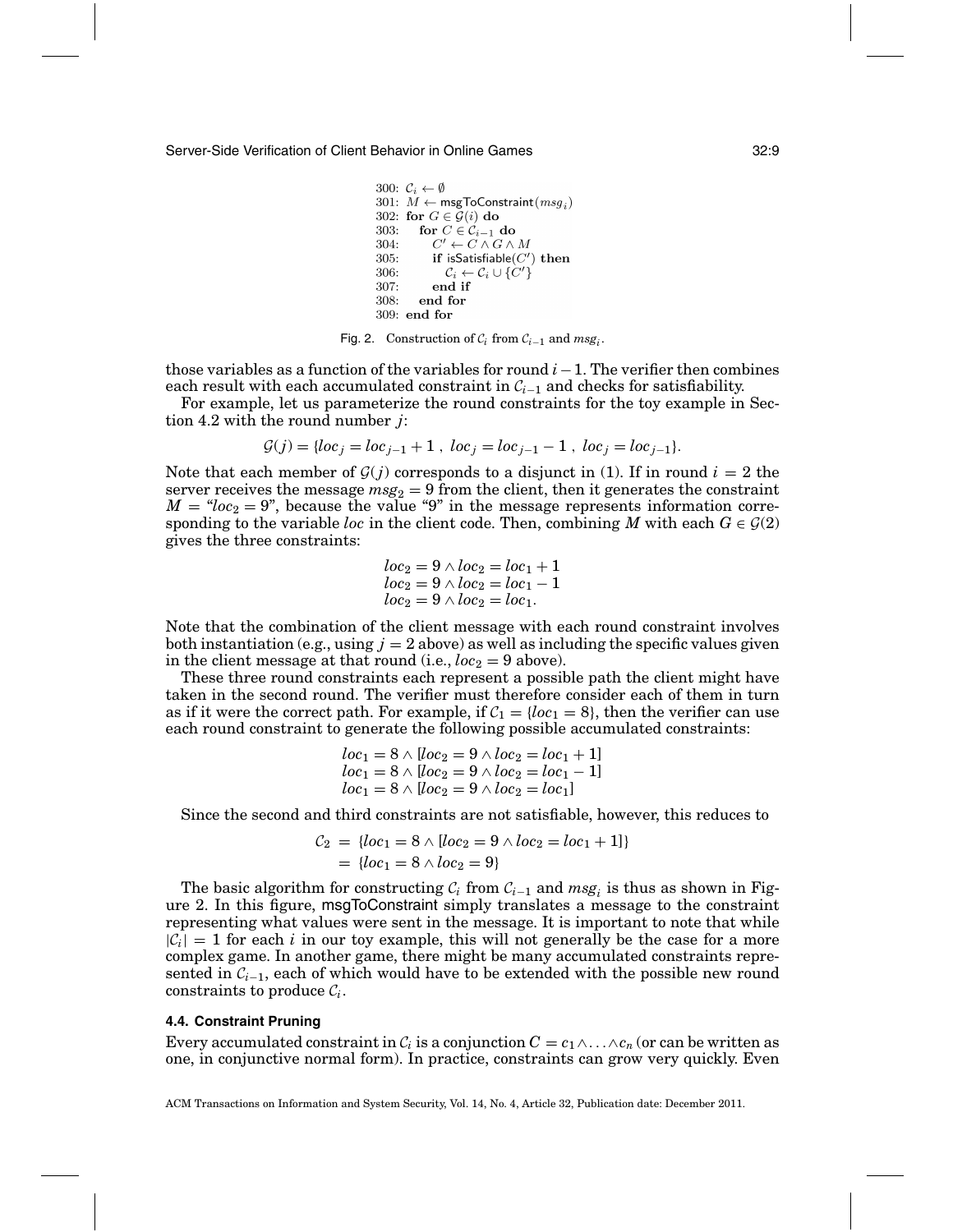```
300: C_i ← ∅
301: M ← msgToConstraint(msg_i)
302: for G ∈ G(i) do
303:   for C ∈ C_{i−1} do
304:     C′ ← C ∧ G ∧ M
305:     if isSatisfiable(C′) then
306:       C_i ← C_i ∪ {C′}
307:     end if
308:   end for
309: end for
```

Fig. 2. Construction of $\mathcal{C}_i$ from $\mathcal{C}_{i-1}$ and $msg_i$.

those variables as a function of the variables for round $i-1$. The verifier then combines each result with each accumulated constraint in $\mathcal{C}_{i-1}$ and checks for satisfiability.

For example, let us parameterize the round constraints for the toy example in Section 4.2 with the round number $j$:

$$\mathcal{G}(j) = \{loc_j = loc_{j-1} + 1\ ,\ loc_j = loc_{j-1} - 1\ ,\ loc_j = loc_{j-1}\}.$$

Note that each member of $\mathcal{G}(j)$ corresponds to a disjunct in (1). If in round $i = 2$ the server receives the message $msg_2 = 9$ from the client, then it generates the constraint $M =$ "$loc_2 = 9$", because the value "9" in the message represents information corresponding to the variable *loc* in the client code. Then, combining $M$ with each $G \in \mathcal{G}(2)$ gives the three constraints:

$$\begin{aligned}
&loc_2 = 9 \wedge loc_2 = loc_1 + 1\\
&loc_2 = 9 \wedge loc_2 = loc_1 - 1\\
&loc_2 = 9 \wedge loc_2 = loc_1.
\end{aligned}$$

Note that the combination of the client message with each round constraint involves both instantiation (e.g., using $j = 2$ above) as well as including the specific values given in the client message at that round (i.e., $loc_2 = 9$ above).

These three round constraints each represent a possible path the client might have taken in the second round. The verifier must therefore consider each of them in turn as if it were the correct path. For example, if $\mathcal{C}_1 = \{loc_1 = 8\}$, then the verifier can use each round constraint to generate the following possible accumulated constraints:

$$\begin{aligned}
&loc_1 = 8 \wedge [loc_2 = 9 \wedge loc_2 = loc_1 + 1]\\
&loc_1 = 8 \wedge [loc_2 = 9 \wedge loc_2 = loc_1 - 1]\\
&loc_1 = 8 \wedge [loc_2 = 9 \wedge loc_2 = loc_1]
\end{aligned}$$

Since the second and third constraints are not satisfiable, however, this reduces to

$$\begin{aligned}
\mathcal{C}_2 &= \{loc_1 = 8 \wedge [loc_2 = 9 \wedge loc_2 = loc_1 + 1]\}\\
&= \{loc_1 = 8 \wedge loc_2 = 9\}
\end{aligned}$$

The basic algorithm for constructing $\mathcal{C}_i$ from $\mathcal{C}_{i-1}$ and $msg_i$ is thus as shown in Figure 2. In this figure, msgToConstraint simply translates a message to the constraint representing what values were sent in the message. It is important to note that while $|\mathcal{C}_i| = 1$ for each $i$ in our toy example, this will not generally be the case for a more complex game. In another game, there might be many accumulated constraints represented in $\mathcal{C}_{i-1}$, each of which would have to be extended with the possible new round constraints to produce $\mathcal{C}_i$.

### 4.4. Constraint Pruning

Every accumulated constraint in $\mathcal{C}_i$ is a conjunction $C = c_1 \wedge \ldots \wedge c_n$ (or can be written as one, in conjunctive normal form). In practice, constraints can grow very quickly. Even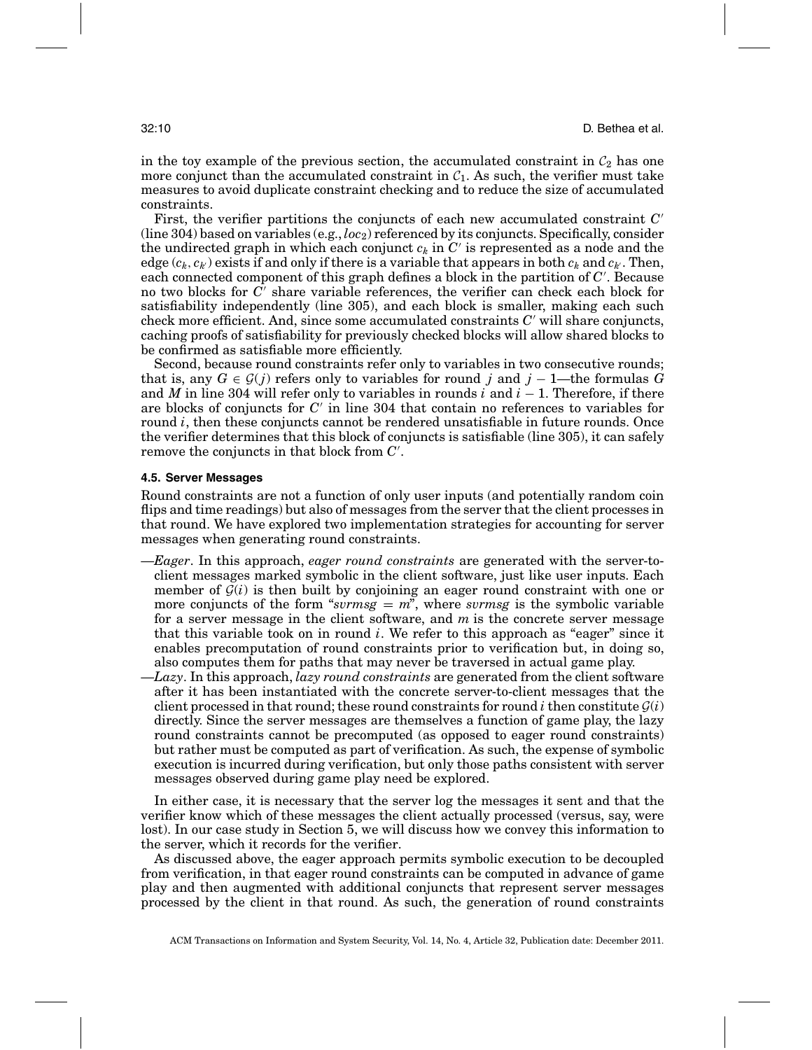in the toy example of the previous section, the accumulated constraint in $\mathcal{C}_2$ has one more conjunct than the accumulated constraint in $\mathcal{C}_1$. As such, the verifier must take measures to avoid duplicate constraint checking and to reduce the size of accumulated constraints.

First, the verifier partitions the conjuncts of each new accumulated constraint $C'$ (line 304) based on variables (e.g., $loc_2$) referenced by its conjuncts. Specifically, consider the undirected graph in which each conjunct $c_k$ in $C'$ is represented as a node and the edge $(c_k, c_{k'})$ exists if and only if there is a variable that appears in both $c_k$ and $c_{k'}$. Then, each connected component of this graph defines a block in the partition of $C'$. Because no two blocks for $C'$ share variable references, the verifier can check each block for satisfiability independently (line 305), and each block is smaller, making each such check more efficient. And, since some accumulated constraints $C'$ will share conjuncts, caching proofs of satisfiability for previously checked blocks will allow shared blocks to be confirmed as satisfiable more efficiently.

Second, because round constraints refer only to variables in two consecutive rounds; that is, any $G \in \mathcal{G}(j)$ refers only to variables for round $j$ and $j-1$—the formulas $G$ and $M$ in line 304 will refer only to variables in rounds $i$ and $i-1$. Therefore, if there are blocks of conjuncts for $C'$ in line 304 that contain no references to variables for round $i$, then these conjuncts cannot be rendered unsatisfiable in future rounds. Once the verifier determines that this block of conjuncts is satisfiable (line 305), it can safely remove the conjuncts in that block from $C'$.

### 4.5. Server Messages

Round constraints are not a function of only user inputs (and potentially random coin flips and time readings) but also of messages from the server that the client processes in that round. We have explored two implementation strategies for accounting for server messages when generating round constraints.

—*Eager*. In this approach, *eager round constraints* are generated with the server-to-client messages marked symbolic in the client software, just like user inputs. Each member of $\mathcal{G}(i)$ is then built by conjoining an eager round constraint with one or more conjuncts of the form "$svrmsg = m$", where $svrmsg$ is the symbolic variable for a server message in the client software, and $m$ is the concrete server message that this variable took on in round $i$. We refer to this approach as "eager" since it enables precomputation of round constraints prior to verification but, in doing so, also computes them for paths that may never be traversed in actual game play.

—*Lazy*. In this approach, *lazy round constraints* are generated from the client software after it has been instantiated with the concrete server-to-client messages that the client processed in that round; these round constraints for round $i$ then constitute $\mathcal{G}(i)$ directly. Since the server messages are themselves a function of game play, the lazy round constraints cannot be precomputed (as opposed to eager round constraints) but rather must be computed as part of verification. As such, the expense of symbolic execution is incurred during verification, but only those paths consistent with server messages observed during game play need be explored.

In either case, it is necessary that the server log the messages it sent and that the verifier know which of these messages the client actually processed (versus, say, were lost). In our case study in Section 5, we will discuss how we convey this information to the server, which it records for the verifier.

As discussed above, the eager approach permits symbolic execution to be decoupled from verification, in that eager round constraints can be computed in advance of game play and then augmented with additional conjuncts that represent server messages processed by the client in that round. As such, the generation of round constraints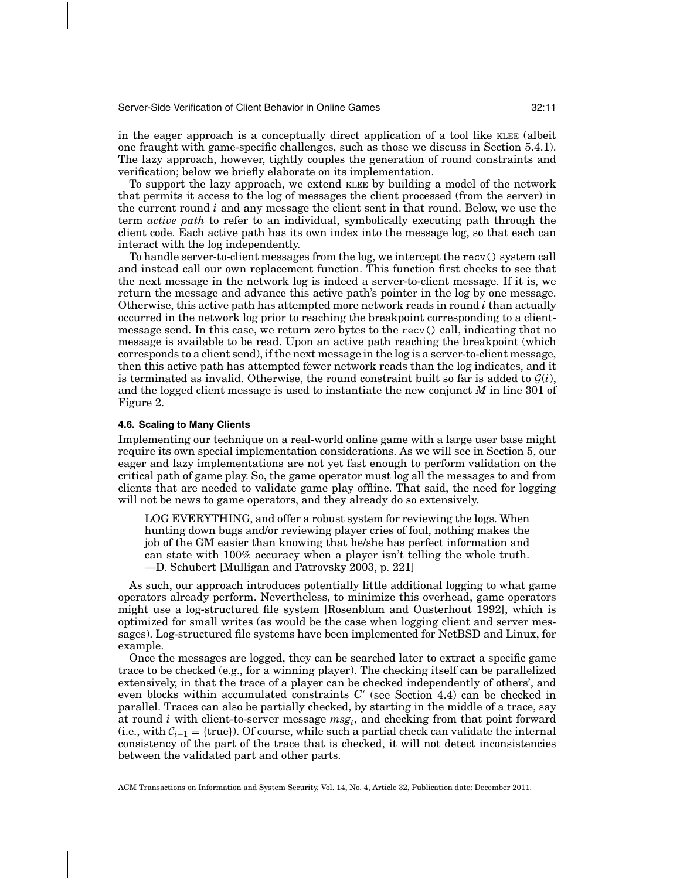in the eager approach is a conceptually direct application of a tool like KLEE (albeit one fraught with game-specific challenges, such as those we discuss in Section 5.4.1). The lazy approach, however, tightly couples the generation of round constraints and verification; below we briefly elaborate on its implementation.

To support the lazy approach, we extend KLEE by building a model of the network that permits it access to the log of messages the client processed (from the server) in the current round $i$ and any message the client sent in that round. Below, we use the term *active path* to refer to an individual, symbolically executing path through the client code. Each active path has its own index into the message log, so that each can interact with the log independently.

To handle server-to-client messages from the log, we intercept the `recv()` system call and instead call our own replacement function. This function first checks to see that the next message in the network log is indeed a server-to-client message. If it is, we return the message and advance this active path's pointer in the log by one message. Otherwise, this active path has attempted more network reads in round $i$ than actually occurred in the network log prior to reaching the breakpoint corresponding to a client-message send. In this case, we return zero bytes to the `recv()` call, indicating that no message is available to be read. Upon an active path reaching the breakpoint (which corresponds to a client send), if the next message in the log is a server-to-client message, then this active path has attempted fewer network reads than the log indicates, and it is terminated as invalid. Otherwise, the round constraint built so far is added to $\mathcal{G}(i)$, and the logged client message is used to instantiate the new conjunct $M$ in line 301 of Figure 2.

### 4.6. Scaling to Many Clients

Implementing our technique on a real-world online game with a large user base might require its own special implementation considerations. As we will see in Section 5, our eager and lazy implementations are not yet fast enough to perform validation on the critical path of game play. So, the game operator must log all the messages to and from clients that are needed to validate game play offline. That said, the need for logging will not be news to game operators, and they already do so extensively.

> LOG EVERYTHING, and offer a robust system for reviewing the logs. When hunting down bugs and/or reviewing player cries of foul, nothing makes the job of the GM easier than knowing that he/she has perfect information and can state with 100% accuracy when a player isn't telling the whole truth.
> —D. Schubert [Mulligan and Patrovsky 2003, p. 221]

As such, our approach introduces potentially little additional logging to what game operators already perform. Nevertheless, to minimize this overhead, game operators might use a log-structured file system [Rosenblum and Ousterhout 1992], which is optimized for small writes (as would be the case when logging client and server messages). Log-structured file systems have been implemented for NetBSD and Linux, for example.

Once the messages are logged, they can be searched later to extract a specific game trace to be checked (e.g., for a winning player). The checking itself can be parallelized extensively, in that the trace of a player can be checked independently of others', and even blocks within accumulated constraints $C'$ (see Section 4.4) can be checked in parallel. Traces can also be partially checked, by starting in the middle of a trace, say at round $i$ with client-to-server message $msg_i$, and checking from that point forward (i.e., with $\mathcal{C}_{i-1} = \{\text{true}\}$). Of course, while such a partial check can validate the internal consistency of the part of the trace that is checked, it will not detect inconsistencies between the validated part and other parts.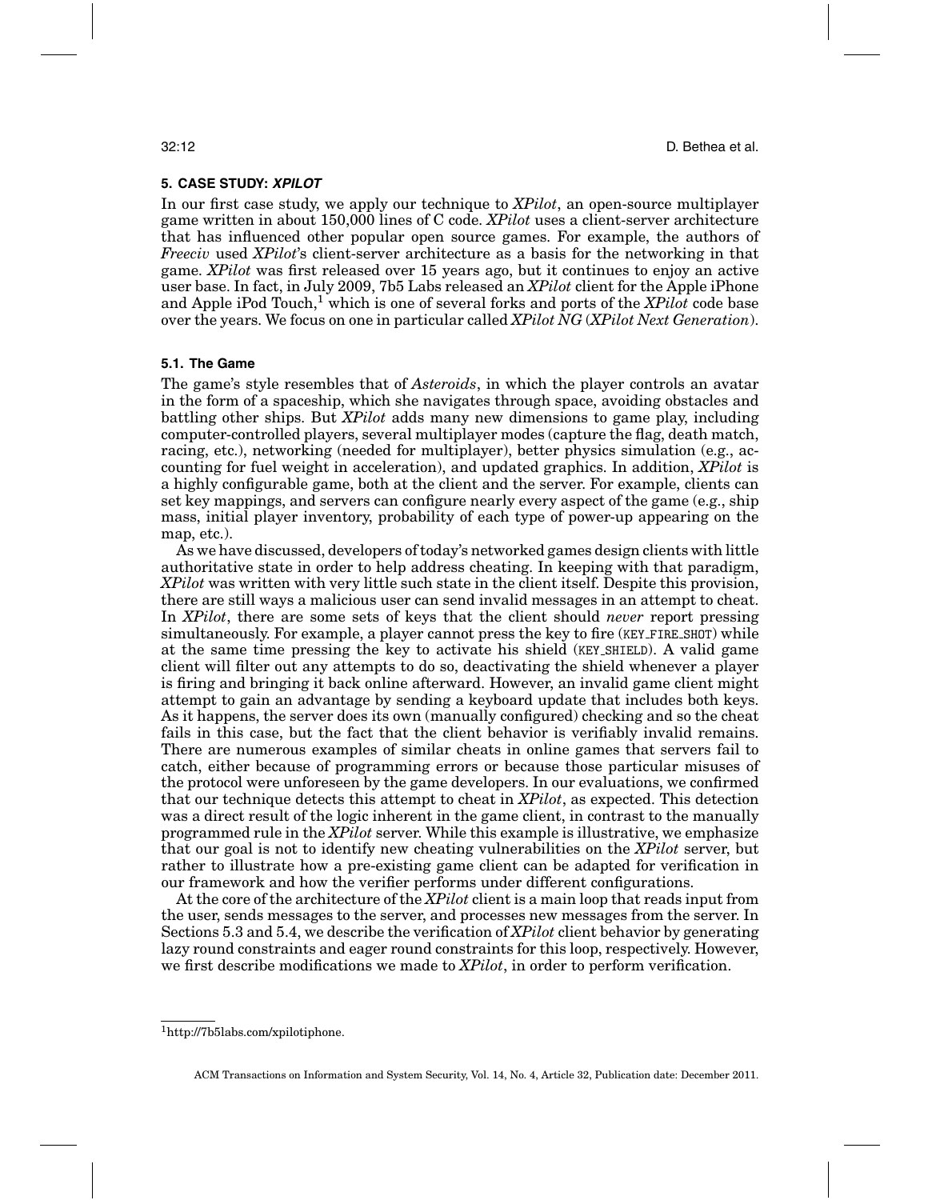## 5. CASE STUDY: *XPILOT*

In our first case study, we apply our technique to *XPilot*, an open-source multiplayer game written in about 150,000 lines of C code. *XPilot* uses a client-server architecture that has influenced other popular open source games. For example, the authors of *Freeciv* used *XPilot*'s client-server architecture as a basis for the networking in that game. *XPilot* was first released over 15 years ago, but it continues to enjoy an active user base. In fact, in July 2009, 7b5 Labs released an *XPilot* client for the Apple iPhone and Apple iPod Touch,[1] which is one of several forks and ports of the *XPilot* code base over the years. We focus on one in particular called *XPilot NG* (*XPilot Next Generation*).

### 5.1. The Game

The game's style resembles that of *Asteroids*, in which the player controls an avatar in the form of a spaceship, which she navigates through space, avoiding obstacles and battling other ships. But *XPilot* adds many new dimensions to game play, including computer-controlled players, several multiplayer modes (capture the flag, death match, racing, etc.), networking (needed for multiplayer), better physics simulation (e.g., accounting for fuel weight in acceleration), and updated graphics. In addition, *XPilot* is a highly configurable game, both at the client and the server. For example, clients can set key mappings, and servers can configure nearly every aspect of the game (e.g., ship mass, initial player inventory, probability of each type of power-up appearing on the map, etc.).

As we have discussed, developers of today's networked games design clients with little authoritative state in order to help address cheating. In keeping with that paradigm, *XPilot* was written with very little such state in the client itself. Despite this provision, there are still ways a malicious user can send invalid messages in an attempt to cheat. In *XPilot*, there are some sets of keys that the client should *never* report pressing simultaneously. For example, a player cannot press the key to fire (KEY_FIRE_SHOT) while at the same time pressing the key to activate his shield (KEY_SHIELD). A valid game client will filter out any attempts to do so, deactivating the shield whenever a player is firing and bringing it back online afterward. However, an invalid game client might attempt to gain an advantage by sending a keyboard update that includes both keys. As it happens, the server does its own (manually configured) checking and so the cheat fails in this case, but the fact that the client behavior is verifiably invalid remains. There are numerous examples of similar cheats in online games that servers fail to catch, either because of programming errors or because those particular misuses of the protocol were unforeseen by the game developers. In our evaluations, we confirmed that our technique detects this attempt to cheat in *XPilot*, as expected. This detection was a direct result of the logic inherent in the game client, in contrast to the manually programmed rule in the *XPilot* server. While this example is illustrative, we emphasize that our goal is not to identify new cheating vulnerabilities on the *XPilot* server, but rather to illustrate how a pre-existing game client can be adapted for verification in our framework and how the verifier performs under different configurations.

At the core of the architecture of the *XPilot* client is a main loop that reads input from the user, sends messages to the server, and processes new messages from the server. In Sections 5.3 and 5.4, we describe the verification of *XPilot* client behavior by generating lazy round constraints and eager round constraints for this loop, respectively. However, we first describe modifications we made to *XPilot*, in order to perform verification.

[1] http://7b5labs.com/xpilotiphone.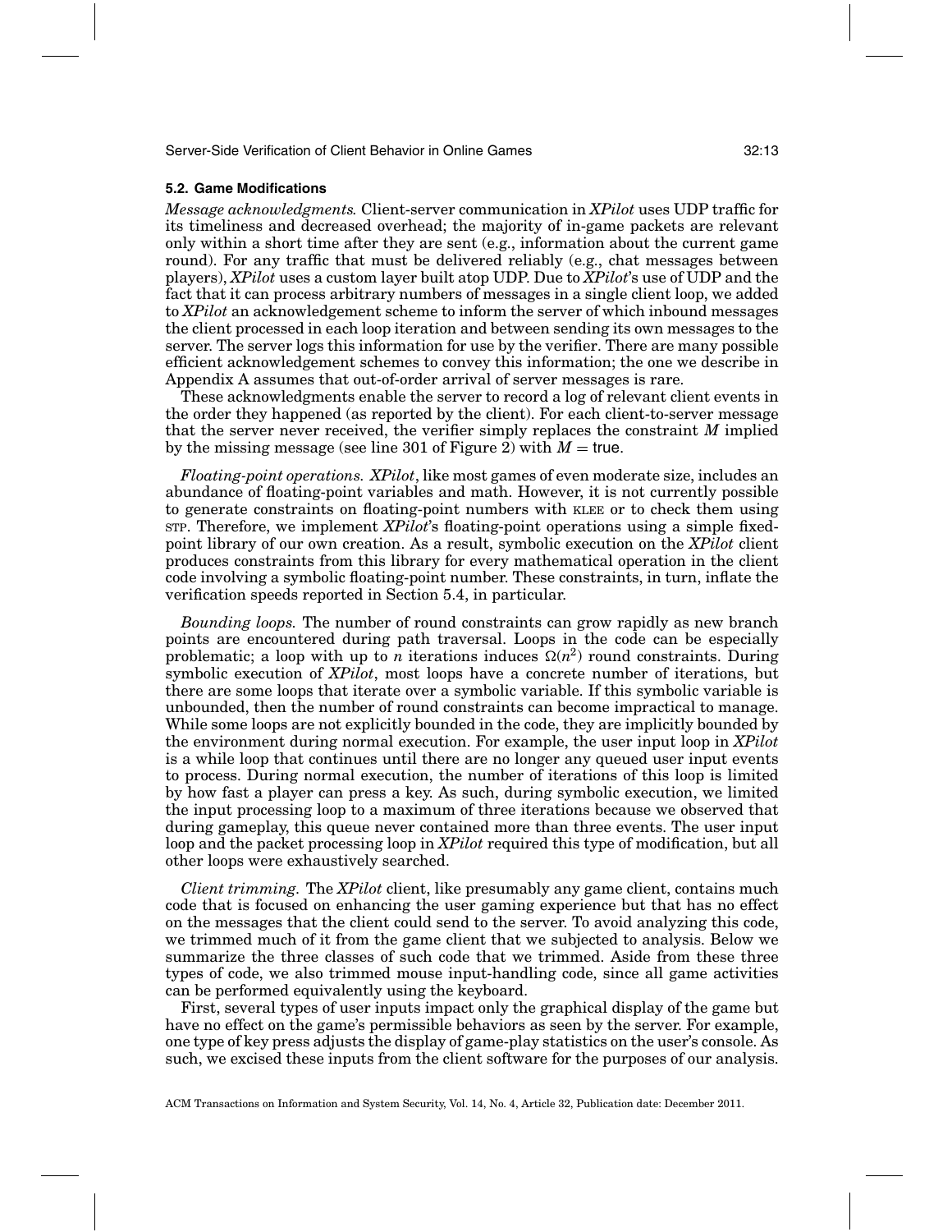### 5.2. Game Modifications

*Message acknowledgments.* Client-server communication in *XPilot* uses UDP traffic for its timeliness and decreased overhead; the majority of in-game packets are relevant only within a short time after they are sent (e.g., information about the current game round). For any traffic that must be delivered reliably (e.g., chat messages between players), *XPilot* uses a custom layer built atop UDP. Due to *XPilot*'s use of UDP and the fact that it can process arbitrary numbers of messages in a single client loop, we added to *XPilot* an acknowledgement scheme to inform the server of which inbound messages the client processed in each loop iteration and between sending its own messages to the server. The server logs this information for use by the verifier. There are many possible efficient acknowledgement schemes to convey this information; the one we describe in Appendix A assumes that out-of-order arrival of server messages is rare.

These acknowledgments enable the server to record a log of relevant client events in the order they happened (as reported by the client). For each client-to-server message that the server never received, the verifier simply replaces the constraint $M$ implied by the missing message (see line 301 of Figure 2) with $M = \text{true}$.

*Floating-point operations.* *XPilot*, like most games of even moderate size, includes an abundance of floating-point variables and math. However, it is not currently possible to generate constraints on floating-point numbers with KLEE or to check them using STP. Therefore, we implement *XPilot*'s floating-point operations using a simple fixed-point library of our own creation. As a result, symbolic execution on the *XPilot* client produces constraints from this library for every mathematical operation in the client code involving a symbolic floating-point number. These constraints, in turn, inflate the verification speeds reported in Section 5.4, in particular.

*Bounding loops.* The number of round constraints can grow rapidly as new branch points are encountered during path traversal. Loops in the code can be especially problematic; a loop with up to $n$ iterations induces $\Omega(n^2)$ round constraints. During symbolic execution of *XPilot*, most loops have a concrete number of iterations, but there are some loops that iterate over a symbolic variable. If this symbolic variable is unbounded, then the number of round constraints can become impractical to manage. While some loops are not explicitly bounded in the code, they are implicitly bounded by the environment during normal execution. For example, the user input loop in *XPilot* is a while loop that continues until there are no longer any queued user input events to process. During normal execution, the number of iterations of this loop is limited by how fast a player can press a key. As such, during symbolic execution, we limited the input processing loop to a maximum of three iterations because we observed that during gameplay, this queue never contained more than three events. The user input loop and the packet processing loop in *XPilot* required this type of modification, but all other loops were exhaustively searched.

*Client trimming.* The *XPilot* client, like presumably any game client, contains much code that is focused on enhancing the user gaming experience but that has no effect on the messages that the client could send to the server. To avoid analyzing this code, we trimmed much of it from the game client that we subjected to analysis. Below we summarize the three classes of such code that we trimmed. Aside from these three types of code, we also trimmed mouse input-handling code, since all game activities can be performed equivalently using the keyboard.

First, several types of user inputs impact only the graphical display of the game but have no effect on the game's permissible behaviors as seen by the server. For example, one type of key press adjusts the display of game-play statistics on the user's console. As such, we excised these inputs from the client software for the purposes of our analysis.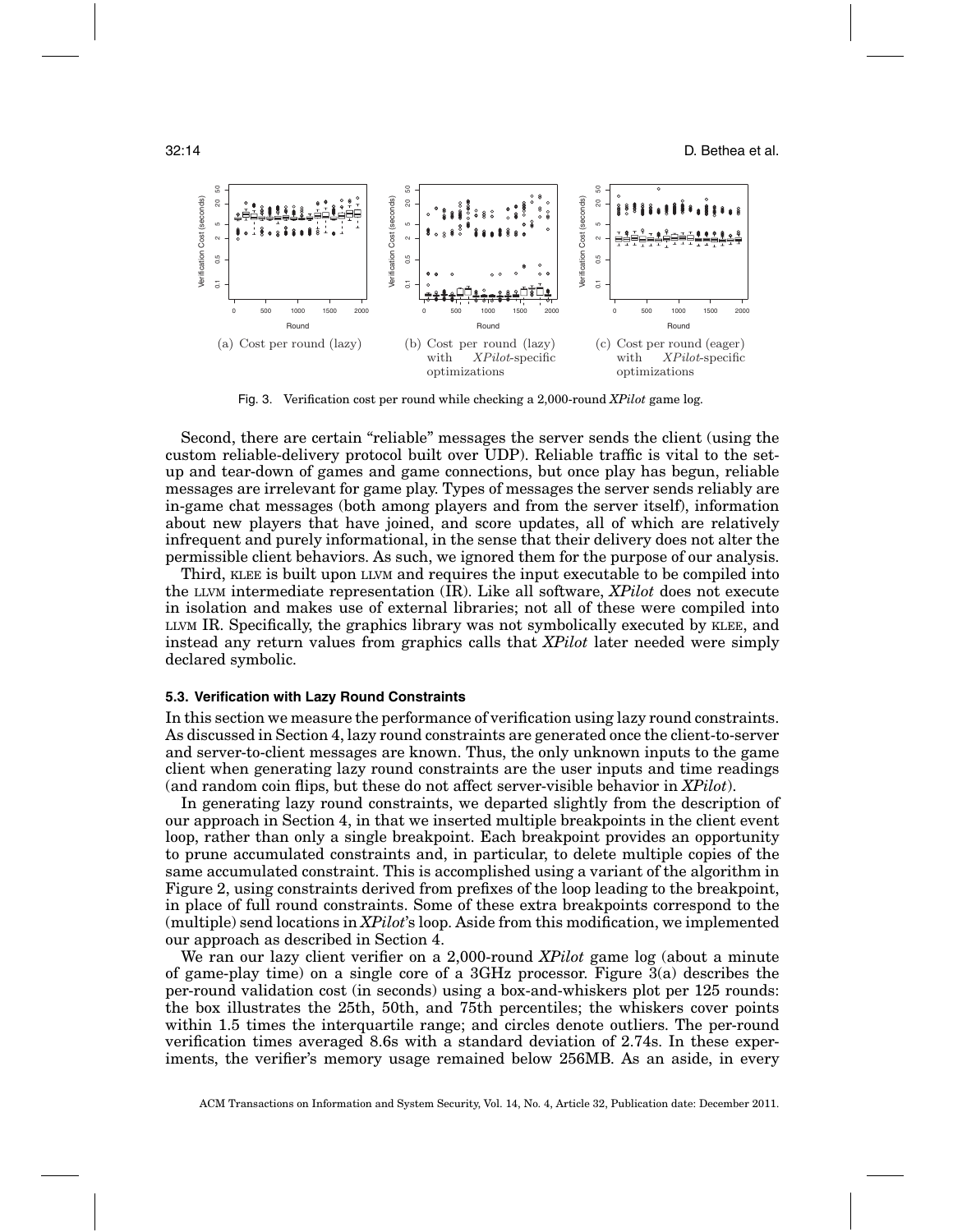Verification Cost (seconds)

50
20
5
2
0.5
0.1

0 500 1000 1500 2000

Round

(a) Cost per round (lazy)

Verification Cost (seconds)

50
20
5
2
0.5
0.1

0 500 1000 1500 2000

Round

(b) Cost per round (lazy) with *XPilot*-specific optimizations

Verification Cost (seconds)

50
20
5
2
0.5
0.1

0 500 1000 1500 2000

Round

(c) Cost per round (eager) with *XPilot*-specific optimizations

Fig. 3. Verification cost per round while checking a 2,000-round *XPilot* game log.

Second, there are certain "reliable" messages the server sends the client (using the custom reliable-delivery protocol built over UDP). Reliable traffic is vital to the setup and tear-down of games and game connections, but once play has begun, reliable messages are irrelevant for game play. Types of messages the server sends reliably are in-game chat messages (both among players and from the server itself), information about new players that have joined, and score updates, all of which are relatively infrequent and purely informational, in the sense that their delivery does not alter the permissible client behaviors. As such, we ignored them for the purpose of our analysis.

Third, KLEE is built upon LLVM and requires the input executable to be compiled into the LLVM intermediate representation (IR). Like all software, *XPilot* does not execute in isolation and makes use of external libraries; not all of these were compiled into LLVM IR. Specifically, the graphics library was not symbolically executed by KLEE, and instead any return values from graphics calls that *XPilot* later needed were simply declared symbolic.

### 5.3. Verification with Lazy Round Constraints

In this section we measure the performance of verification using lazy round constraints. As discussed in Section 4, lazy round constraints are generated once the client-to-server and server-to-client messages are known. Thus, the only unknown inputs to the game client when generating lazy round constraints are the user inputs and time readings (and random coin flips, but these do not affect server-visible behavior in *XPilot*).

In generating lazy round constraints, we departed slightly from the description of our approach in Section 4, in that we inserted multiple breakpoints in the client event loop, rather than only a single breakpoint. Each breakpoint provides an opportunity to prune accumulated constraints and, in particular, to delete multiple copies of the same accumulated constraint. This is accomplished using a variant of the algorithm in Figure 2, using constraints derived from prefixes of the loop leading to the breakpoint, in place of full round constraints. Some of these extra breakpoints correspond to the (multiple) send locations in *XPilot*'s loop. Aside from this modification, we implemented our approach as described in Section 4.

We ran our lazy client verifier on a 2,000-round *XPilot* game log (about a minute of game-play time) on a single core of a 3GHz processor. Figure 3(a) describes the per-round validation cost (in seconds) using a box-and-whiskers plot per 125 rounds: the box illustrates the 25th, 50th, and 75th percentiles; the whiskers cover points within 1.5 times the interquartile range; and circles denote outliers. The per-round verification times averaged 8.6s with a standard deviation of 2.74s. In these experiments, the verifier's memory usage remained below 256MB. As an aside, in every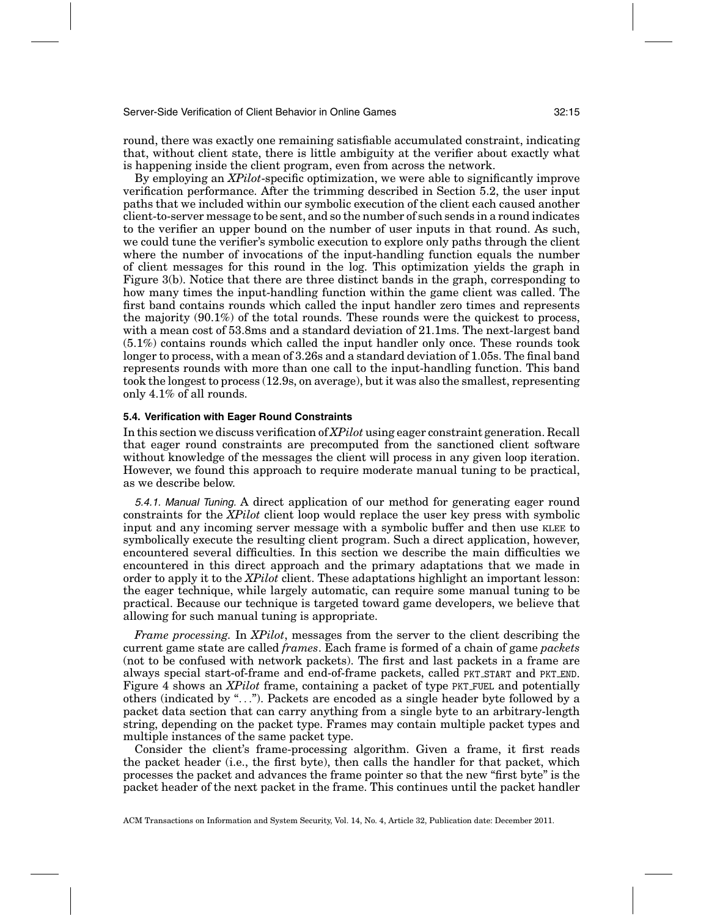round, there was exactly one remaining satisfiable accumulated constraint, indicating that, without client state, there is little ambiguity at the verifier about exactly what is happening inside the client program, even from across the network.

By employing an *XPilot*-specific optimization, we were able to significantly improve verification performance. After the trimming described in Section 5.2, the user input paths that we included within our symbolic execution of the client each caused another client-to-server message to be sent, and so the number of such sends in a round indicates to the verifier an upper bound on the number of user inputs in that round. As such, we could tune the verifier's symbolic execution to explore only paths through the client where the number of invocations of the input-handling function equals the number of client messages for this round in the log. This optimization yields the graph in Figure 3(b). Notice that there are three distinct bands in the graph, corresponding to how many times the input-handling function within the game client was called. The first band contains rounds which called the input handler zero times and represents the majority (90.1%) of the total rounds. These rounds were the quickest to process, with a mean cost of 53.8ms and a standard deviation of 21.1ms. The next-largest band (5.1%) contains rounds which called the input handler only once. These rounds took longer to process, with a mean of 3.26s and a standard deviation of 1.05s. The final band represents rounds with more than one call to the input-handling function. This band took the longest to process (12.9s, on average), but it was also the smallest, representing only 4.1% of all rounds.

### 5.4. Verification with Eager Round Constraints

In this section we discuss verification of *XPilot* using eager constraint generation. Recall that eager round constraints are precomputed from the sanctioned client software without knowledge of the messages the client will process in any given loop iteration. However, we found this approach to require moderate manual tuning to be practical, as we describe below.

*5.4.1. Manual Tuning.* A direct application of our method for generating eager round constraints for the *XPilot* client loop would replace the user key press with symbolic input and any incoming server message with a symbolic buffer and then use KLEE to symbolically execute the resulting client program. Such a direct application, however, encountered several difficulties. In this section we describe the main difficulties we encountered in this direct approach and the primary adaptations that we made in order to apply it to the *XPilot* client. These adaptations highlight an important lesson: the eager technique, while largely automatic, can require some manual tuning to be practical. Because our technique is targeted toward game developers, we believe that allowing for such manual tuning is appropriate.

*Frame processing.* In *XPilot*, messages from the server to the client describing the current game state are called *frames*. Each frame is formed of a chain of game *packets* (not to be confused with network packets). The first and last packets in a frame are always special start-of-frame and end-of-frame packets, called PKT_START and PKT_END. Figure 4 shows an *XPilot* frame, containing a packet of type PKT_FUEL and potentially others (indicated by "..."). Packets are encoded as a single header byte followed by a packet data section that can carry anything from a single byte to an arbitrary-length string, depending on the packet type. Frames may contain multiple packet types and multiple instances of the same packet type.

Consider the client's frame-processing algorithm. Given a frame, it first reads the packet header (i.e., the first byte), then calls the handler for that packet, which processes the packet and advances the frame pointer so that the new "first byte" is the packet header of the next packet in the frame. This continues until the packet handler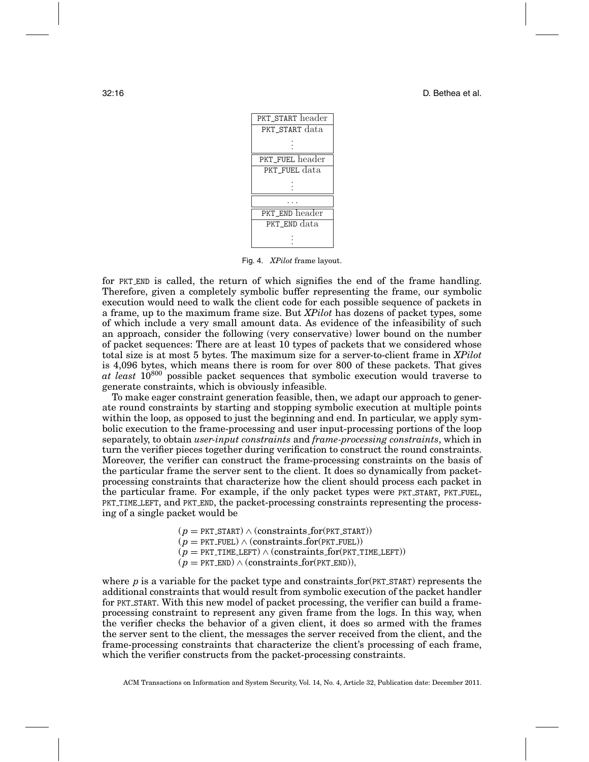| PKT_START header |
|---|
| PKT_START data<br>⋮ |
| PKT_FUEL header |
| PKT_FUEL data<br>⋮ |
| … |
| PKT_END header |
| PKT_END data<br>⋮ |

Fig. 4. *XPilot* frame layout.

for PKT_END is called, the return of which signifies the end of the frame handling. Therefore, given a completely symbolic buffer representing the frame, our symbolic execution would need to walk the client code for each possible sequence of packets in a frame, up to the maximum frame size. But *XPilot* has dozens of packet types, some of which include a very small amount data. As evidence of the infeasibility of such an approach, consider the following (very conservative) lower bound on the number of packet sequences: There are at least 10 types of packets that we considered whose total size is at most 5 bytes. The maximum size for a server-to-client frame in *XPilot* is 4,096 bytes, which means there is room for over 800 of these packets. That gives *at least* $10^{800}$ possible packet sequences that symbolic execution would traverse to generate constraints, which is obviously infeasible.

To make eager constraint generation feasible, then, we adapt our approach to generate round constraints by starting and stopping symbolic execution at multiple points within the loop, as opposed to just the beginning and end. In particular, we apply symbolic execution to the frame-processing and user input-processing portions of the loop separately, to obtain *user-input constraints* and *frame-processing constraints*, which in turn the verifier pieces together during verification to construct the round constraints. Moreover, the verifier can construct the frame-processing constraints on the basis of the particular frame the server sent to the client. It does so dynamically from packet-processing constraints that characterize how the client should process each packet in the particular frame. For example, if the only packet types were PKT_START, PKT_FUEL, PKT_TIME_LEFT, and PKT_END, the packet-processing constraints representing the processing of a single packet would be

$$
\begin{aligned}
&(p = \texttt{PKT\_START}) \wedge (\text{constraints\_for}(\texttt{PKT\_START}))\\
&(p = \texttt{PKT\_FUEL}) \wedge (\text{constraints\_for}(\texttt{PKT\_FUEL}))\\
&(p = \texttt{PKT\_TIME\_LEFT}) \wedge (\text{constraints\_for}(\texttt{PKT\_TIME\_LEFT}))\\
&(p = \texttt{PKT\_END}) \wedge (\text{constraints\_for}(\texttt{PKT\_END})),
\end{aligned}
$$

where $p$ is a variable for the packet type and constraints_for(PKT_START) represents the additional constraints that would result from symbolic execution of the packet handler for PKT_START. With this new model of packet processing, the verifier can build a frame-processing constraint to represent any given frame from the logs. In this way, when the verifier checks the behavior of a given client, it does so armed with the frames the server sent to the client, the messages the server received from the client, and the frame-processing constraints that characterize the client's processing of each frame, which the verifier constructs from the packet-processing constraints.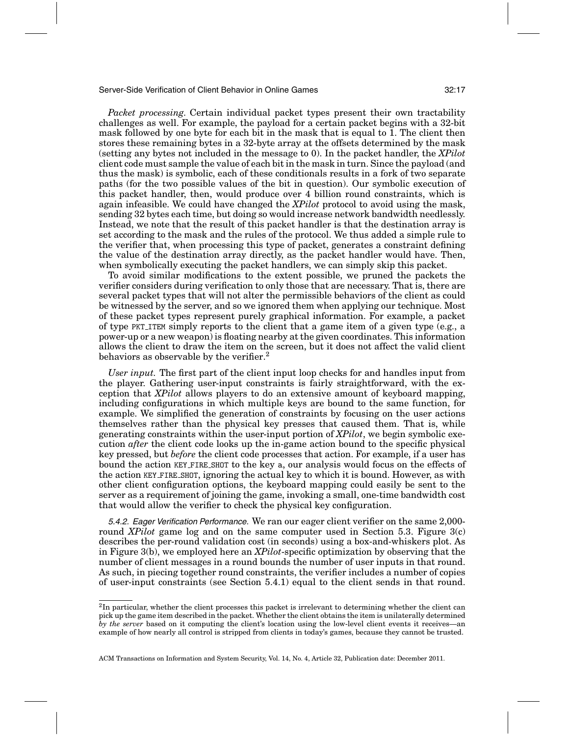*Packet processing.* Certain individual packet types present their own tractability challenges as well. For example, the payload for a certain packet begins with a 32-bit mask followed by one byte for each bit in the mask that is equal to 1. The client then stores these remaining bytes in a 32-byte array at the offsets determined by the mask (setting any bytes not included in the message to 0). In the packet handler, the *XPilot* client code must sample the value of each bit in the mask in turn. Since the payload (and thus the mask) is symbolic, each of these conditionals results in a fork of two separate paths (for the two possible values of the bit in question). Our symbolic execution of this packet handler, then, would produce over 4 billion round constraints, which is again infeasible. We could have changed the *XPilot* protocol to avoid using the mask, sending 32 bytes each time, but doing so would increase network bandwidth needlessly. Instead, we note that the result of this packet handler is that the destination array is set according to the mask and the rules of the protocol. We thus added a simple rule to the verifier that, when processing this type of packet, generates a constraint defining the value of the destination array directly, as the packet handler would have. Then, when symbolically executing the packet handlers, we can simply skip this packet.

To avoid similar modifications to the extent possible, we pruned the packets the verifier considers during verification to only those that are necessary. That is, there are several packet types that will not alter the permissible behaviors of the client as could be witnessed by the server, and so we ignored them when applying our technique. Most of these packet types represent purely graphical information. For example, a packet of type PKT_ITEM simply reports to the client that a game item of a given type (e.g., a power-up or a new weapon) is floating nearby at the given coordinates. This information allows the client to draw the item on the screen, but it does not affect the valid client behaviors as observable by the verifier.[2]

*User input.* The first part of the client input loop checks for and handles input from the player. Gathering user-input constraints is fairly straightforward, with the exception that *XPilot* allows players to do an extensive amount of keyboard mapping, including configurations in which multiple keys are bound to the same function, for example. We simplified the generation of constraints by focusing on the user actions themselves rather than the physical key presses that caused them. That is, while generating constraints within the user-input portion of *XPilot*, we begin symbolic execution *after* the client code looks up the in-game action bound to the specific physical key pressed, but *before* the client code processes that action. For example, if a user has bound the action KEY_FIRE_SHOT to the key a, our analysis would focus on the effects of the action KEY_FIRE_SHOT, ignoring the actual key to which it is bound. However, as with other client configuration options, the keyboard mapping could easily be sent to the server as a requirement of joining the game, invoking a small, one-time bandwidth cost that would allow the verifier to check the physical key configuration.

*5.4.2. Eager Verification Performance.* We ran our eager client verifier on the same 2,000-round *XPilot* game log and on the same computer used in Section 5.3. Figure 3(c) describes the per-round validation cost (in seconds) using a box-and-whiskers plot. As in Figure 3(b), we employed here an *XPilot*-specific optimization by observing that the number of client messages in a round bounds the number of user inputs in that round. As such, in piecing together round constraints, the verifier includes a number of copies of user-input constraints (see Section 5.4.1) equal to the client sends in that round.

[2] In particular, whether the client processes this packet is irrelevant to determining whether the client can pick up the game item described in the packet. Whether the client obtains the item is unilaterally determined *by the server* based on it computing the client's location using the low-level client events it receives—an example of how nearly all control is stripped from clients in today's games, because they cannot be trusted.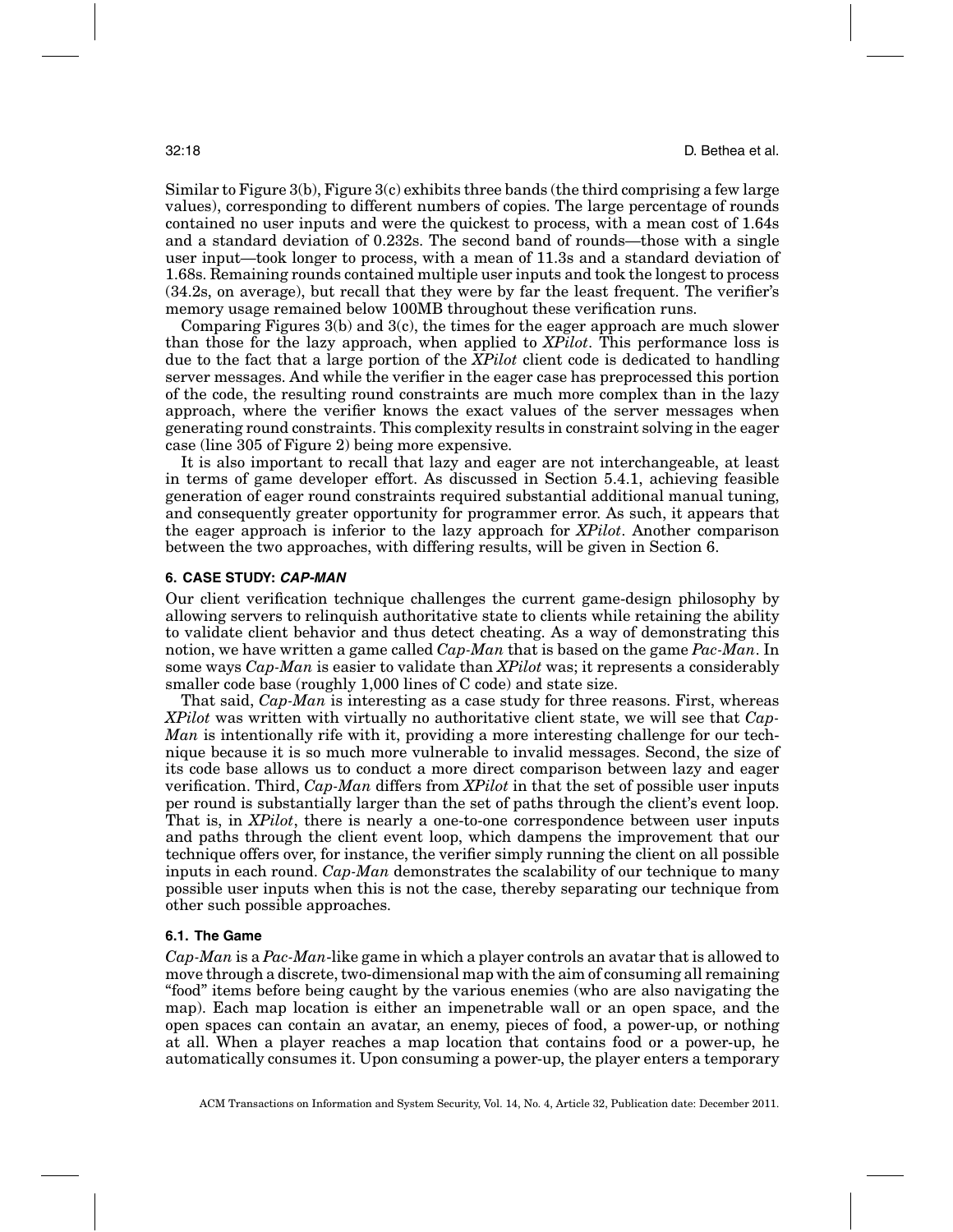Similar to Figure 3(b), Figure 3(c) exhibits three bands (the third comprising a few large values), corresponding to different numbers of copies. The large percentage of rounds contained no user inputs and were the quickest to process, with a mean cost of 1.64s and a standard deviation of 0.232s. The second band of rounds—those with a single user input—took longer to process, with a mean of 11.3s and a standard deviation of 1.68s. Remaining rounds contained multiple user inputs and took the longest to process (34.2s, on average), but recall that they were by far the least frequent. The verifier's memory usage remained below 100MB throughout these verification runs.

Comparing Figures 3(b) and 3(c), the times for the eager approach are much slower than those for the lazy approach, when applied to *XPilot*. This performance loss is due to the fact that a large portion of the *XPilot* client code is dedicated to handling server messages. And while the verifier in the eager case has preprocessed this portion of the code, the resulting round constraints are much more complex than in the lazy approach, where the verifier knows the exact values of the server messages when generating round constraints. This complexity results in constraint solving in the eager case (line 305 of Figure 2) being more expensive.

It is also important to recall that lazy and eager are not interchangeable, at least in terms of game developer effort. As discussed in Section 5.4.1, achieving feasible generation of eager round constraints required substantial additional manual tuning, and consequently greater opportunity for programmer error. As such, it appears that the eager approach is inferior to the lazy approach for *XPilot*. Another comparison between the two approaches, with differing results, will be given in Section 6.

## 6. CASE STUDY: *CAP-MAN*

Our client verification technique challenges the current game-design philosophy by allowing servers to relinquish authoritative state to clients while retaining the ability to validate client behavior and thus detect cheating. As a way of demonstrating this notion, we have written a game called *Cap-Man* that is based on the game *Pac-Man*. In some ways *Cap-Man* is easier to validate than *XPilot* was; it represents a considerably smaller code base (roughly 1,000 lines of C code) and state size.

That said, *Cap-Man* is interesting as a case study for three reasons. First, whereas *XPilot* was written with virtually no authoritative client state, we will see that *Cap-Man* is intentionally rife with it, providing a more interesting challenge for our technique because it is so much more vulnerable to invalid messages. Second, the size of its code base allows us to conduct a more direct comparison between lazy and eager verification. Third, *Cap-Man* differs from *XPilot* in that the set of possible user inputs per round is substantially larger than the set of paths through the client's event loop. That is, in *XPilot*, there is nearly a one-to-one correspondence between user inputs and paths through the client event loop, which dampens the improvement that our technique offers over, for instance, the verifier simply running the client on all possible inputs in each round. *Cap-Man* demonstrates the scalability of our technique to many possible user inputs when this is not the case, thereby separating our technique from other such possible approaches.

### 6.1. The Game

*Cap-Man* is a *Pac-Man*-like game in which a player controls an avatar that is allowed to move through a discrete, two-dimensional map with the aim of consuming all remaining "food" items before being caught by the various enemies (who are also navigating the map). Each map location is either an impenetrable wall or an open space, and the open spaces can contain an avatar, an enemy, pieces of food, a power-up, or nothing at all. When a player reaches a map location that contains food or a power-up, he automatically consumes it. Upon consuming a power-up, the player enters a temporary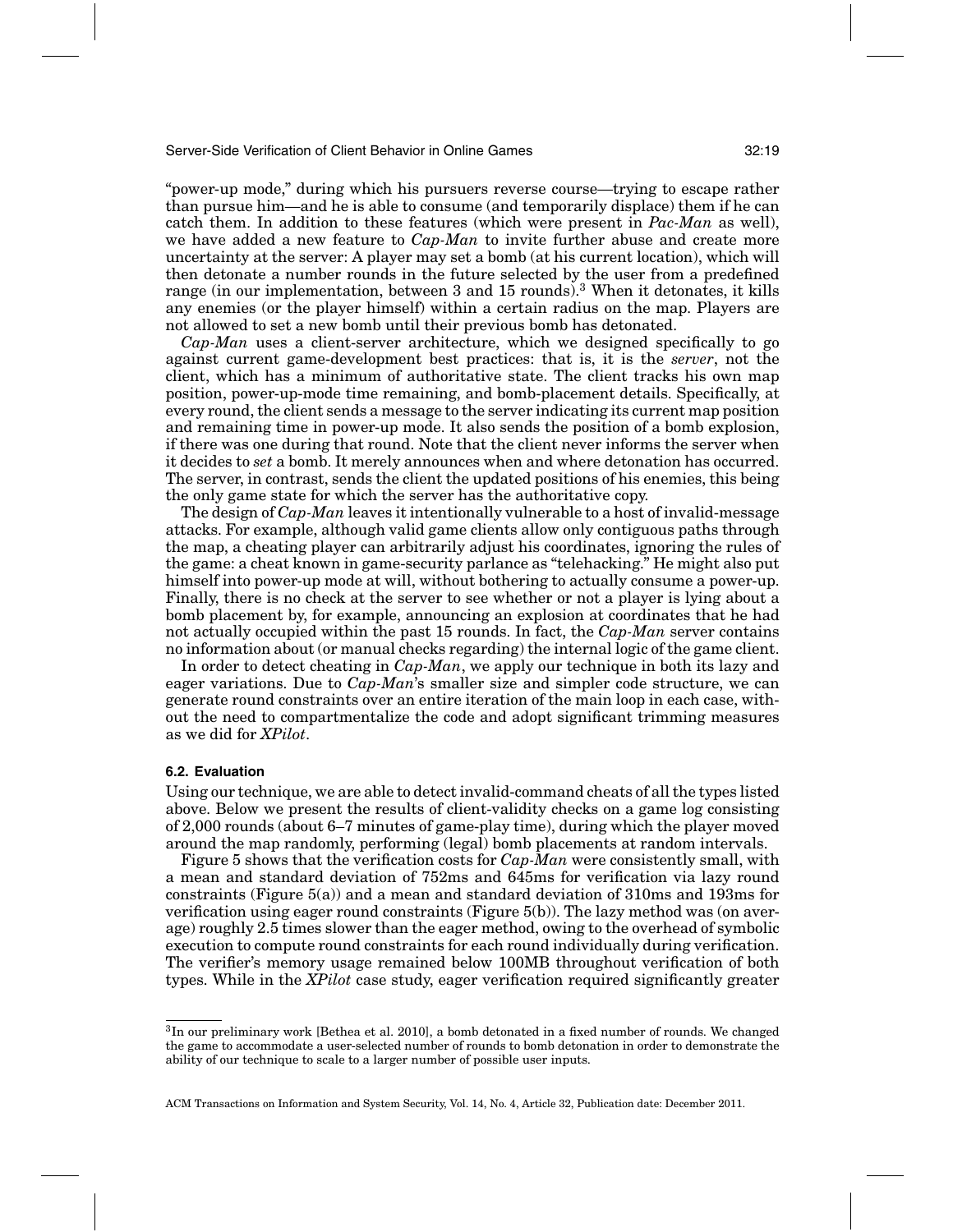"power-up mode," during which his pursuers reverse course—trying to escape rather than pursue him—and he is able to consume (and temporarily displace) them if he can catch them. In addition to these features (which were present in *Pac-Man* as well), we have added a new feature to *Cap-Man* to invite further abuse and create more uncertainty at the server: A player may set a bomb (at his current location), which will then detonate a number rounds in the future selected by the user from a predefined range (in our implementation, between 3 and 15 rounds).[3] When it detonates, it kills any enemies (or the player himself) within a certain radius on the map. Players are not allowed to set a new bomb until their previous bomb has detonated.

*Cap-Man* uses a client-server architecture, which we designed specifically to go against current game-development best practices: that is, it is the *server*, not the client, which has a minimum of authoritative state. The client tracks his own map position, power-up-mode time remaining, and bomb-placement details. Specifically, at every round, the client sends a message to the server indicating its current map position and remaining time in power-up mode. It also sends the position of a bomb explosion, if there was one during that round. Note that the client never informs the server when it decides to *set* a bomb. It merely announces when and where detonation has occurred. The server, in contrast, sends the client the updated positions of his enemies, this being the only game state for which the server has the authoritative copy.

The design of *Cap-Man* leaves it intentionally vulnerable to a host of invalid-message attacks. For example, although valid game clients allow only contiguous paths through the map, a cheating player can arbitrarily adjust his coordinates, ignoring the rules of the game: a cheat known in game-security parlance as "telehacking." He might also put himself into power-up mode at will, without bothering to actually consume a power-up. Finally, there is no check at the server to see whether or not a player is lying about a bomb placement by, for example, announcing an explosion at coordinates that he had not actually occupied within the past 15 rounds. In fact, the *Cap-Man* server contains no information about (or manual checks regarding) the internal logic of the game client.

In order to detect cheating in *Cap-Man*, we apply our technique in both its lazy and eager variations. Due to *Cap-Man*'s smaller size and simpler code structure, we can generate round constraints over an entire iteration of the main loop in each case, without the need to compartmentalize the code and adopt significant trimming measures as we did for *XPilot*.

### 6.2. Evaluation

Using our technique, we are able to detect invalid-command cheats of all the types listed above. Below we present the results of client-validity checks on a game log consisting of 2,000 rounds (about 6–7 minutes of game-play time), during which the player moved around the map randomly, performing (legal) bomb placements at random intervals.

Figure 5 shows that the verification costs for *Cap-Man* were consistently small, with a mean and standard deviation of 752ms and 645ms for verification via lazy round constraints (Figure 5(a)) and a mean and standard deviation of 310ms and 193ms for verification using eager round constraints (Figure 5(b)). The lazy method was (on average) roughly 2.5 times slower than the eager method, owing to the overhead of symbolic execution to compute round constraints for each round individually during verification. The verifier's memory usage remained below 100MB throughout verification of both types. While in the *XPilot* case study, eager verification required significantly greater

[3] In our preliminary work [Bethea et al. 2010], a bomb detonated in a fixed number of rounds. We changed the game to accommodate a user-selected number of rounds to bomb detonation in order to demonstrate the ability of our technique to scale to a larger number of possible user inputs.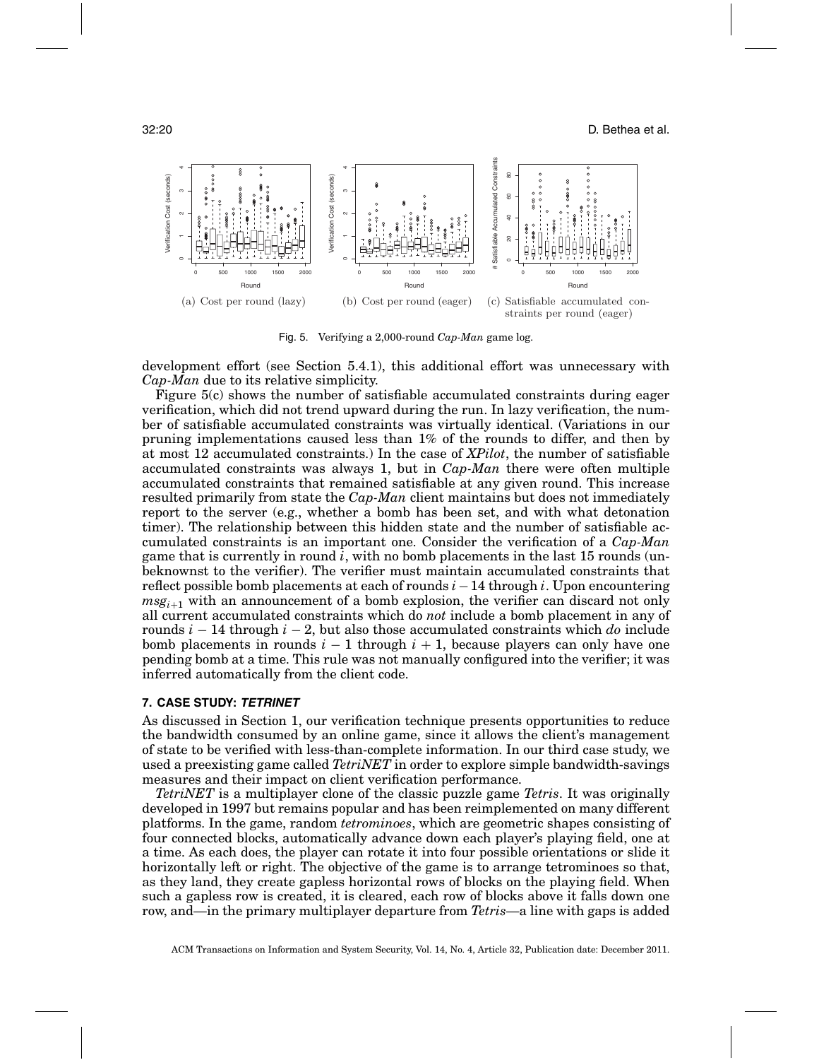(a) Cost per round (lazy)

(b) Cost per round (eager)

(c) Satisfiable accumulated constraints per round (eager)

Fig. 5. Verifying a 2,000-round *Cap-Man* game log.

development effort (see Section 5.4.1), this additional effort was unnecessary with *Cap-Man* due to its relative simplicity.

Figure 5(c) shows the number of satisfiable accumulated constraints during eager verification, which did not trend upward during the run. In lazy verification, the number of satisfiable accumulated constraints was virtually identical. (Variations in our pruning implementations caused less than 1% of the rounds to differ, and then by at most 12 accumulated constraints.) In the case of *XPilot*, the number of satisfiable accumulated constraints was always 1, but in *Cap-Man* there were often multiple accumulated constraints that remained satisfiable at any given round. This increase resulted primarily from state the *Cap-Man* client maintains but does not immediately report to the server (e.g., whether a bomb has been set, and with what detonation timer). The relationship between this hidden state and the number of satisfiable accumulated constraints is an important one. Consider the verification of a *Cap-Man* game that is currently in round $i$, with no bomb placements in the last 15 rounds (unbeknownst to the verifier). The verifier must maintain accumulated constraints that reflect possible bomb placements at each of rounds $i-14$ through $i$. Upon encountering $msg_{i+1}$ with an announcement of a bomb explosion, the verifier can discard not only all current accumulated constraints which do *not* include a bomb placement in any of rounds $i-14$ through $i-2$, but also those accumulated constraints which *do* include bomb placements in rounds $i-1$ through $i+1$, because players can only have one pending bomb at a time. This rule was not manually configured into the verifier; it was inferred automatically from the client code.

## 7. CASE STUDY: *TETRINET*

As discussed in Section 1, our verification technique presents opportunities to reduce the bandwidth consumed by an online game, since it allows the client's management of state to be verified with less-than-complete information. In our third case study, we used a preexisting game called *TetriNET* in order to explore simple bandwidth-savings measures and their impact on client verification performance.

*TetriNET* is a multiplayer clone of the classic puzzle game *Tetris*. It was originally developed in 1997 but remains popular and has been reimplemented on many different platforms. In the game, random *tetrominoes*, which are geometric shapes consisting of four connected blocks, automatically advance down each player's playing field, one at a time. As each does, the player can rotate it into four possible orientations or slide it horizontally left or right. The objective of the game is to arrange tetrominoes so that, as they land, they create gapless horizontal rows of blocks on the playing field. When such a gapless row is created, it is cleared, each row of blocks above it falls down one row, and—in the primary multiplayer departure from *Tetris*—a line with gaps is added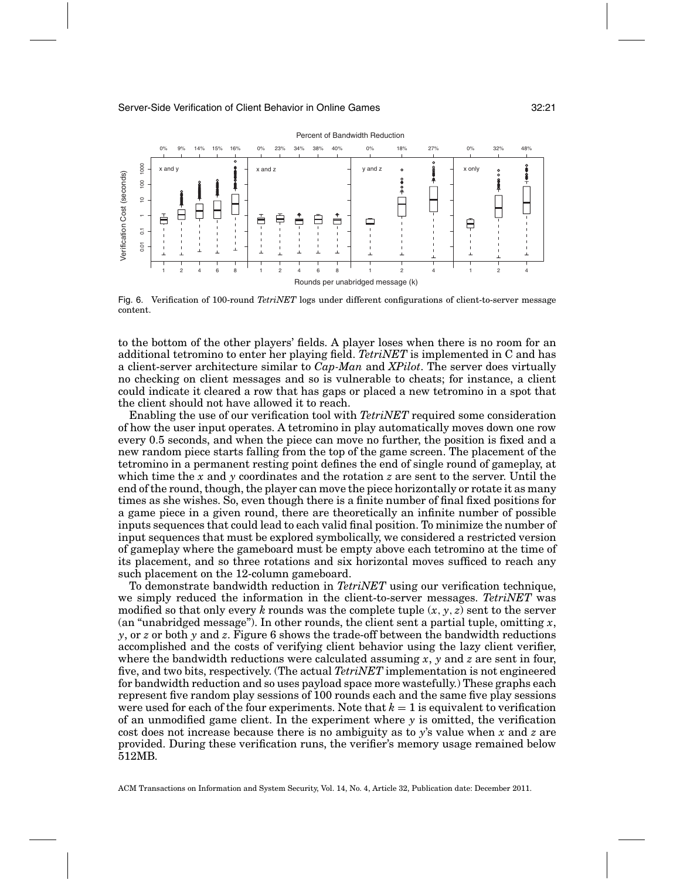Fig. 6. Verification of 100-round *TetriNET* logs under different configurations of client-to-server message content.

to the bottom of the other players' fields. A player loses when there is no room for an additional tetromino to enter her playing field. *TetriNET* is implemented in C and has a client-server architecture similar to *Cap-Man* and *XPilot*. The server does virtually no checking on client messages and so is vulnerable to cheats; for instance, a client could indicate it cleared a row that has gaps or placed a new tetromino in a spot that the client should not have allowed it to reach.

Enabling the use of our verification tool with *TetriNET* required some consideration of how the user input operates. A tetromino in play automatically moves down one row every 0.5 seconds, and when the piece can move no further, the position is fixed and a new random piece starts falling from the top of the game screen. The placement of the tetromino in a permanent resting point defines the end of single round of gameplay, at which time the $x$ and $y$ coordinates and the rotation $z$ are sent to the server. Until the end of the round, though, the player can move the piece horizontally or rotate it as many times as she wishes. So, even though there is a finite number of final fixed positions for a game piece in a given round, there are theoretically an infinite number of possible inputs sequences that could lead to each valid final position. To minimize the number of input sequences that must be explored symbolically, we considered a restricted version of gameplay where the gameboard must be empty above each tetromino at the time of its placement, and so three rotations and six horizontal moves sufficed to reach any such placement on the 12-column gameboard.

To demonstrate bandwidth reduction in *TetriNET* using our verification technique, we simply reduced the information in the client-to-server messages. *TetriNET* was modified so that only every $k$ rounds was the complete tuple $(x, y, z)$ sent to the server (an "unabridged message"). In other rounds, the client sent a partial tuple, omitting $x$, $y$, or $z$ or both $y$ and $z$. Figure 6 shows the trade-off between the bandwidth reductions accomplished and the costs of verifying client behavior using the lazy client verifier, where the bandwidth reductions were calculated assuming $x$, $y$ and $z$ are sent in four, five, and two bits, respectively. (The actual *TetriNET* implementation is not engineered for bandwidth reduction and so uses payload space more wastefully.) These graphs each represent five random play sessions of 100 rounds each and the same five play sessions were used for each of the four experiments. Note that $k = 1$ is equivalent to verification of an unmodified game client. In the experiment where $y$ is omitted, the verification cost does not increase because there is no ambiguity as to $y$'s value when $x$ and $z$ are provided. During these verification runs, the verifier's memory usage remained below 512MB.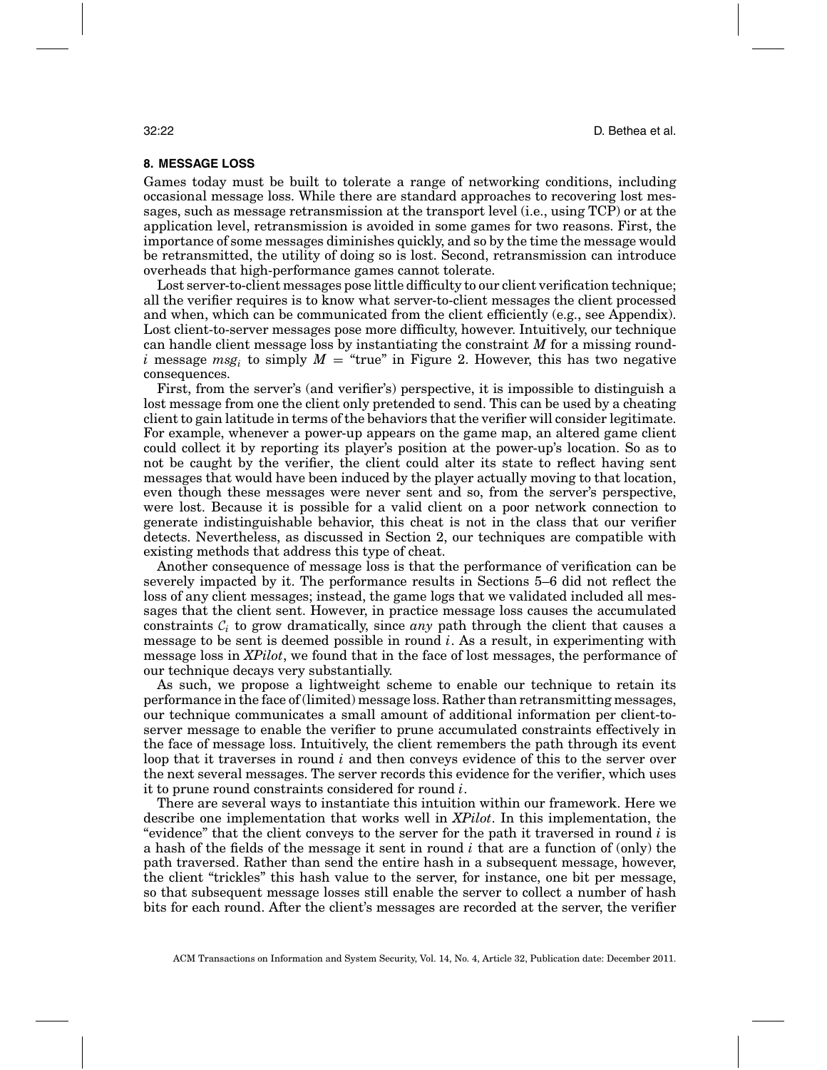## 8. MESSAGE LOSS

Games today must be built to tolerate a range of networking conditions, including occasional message loss. While there are standard approaches to recovering lost messages, such as message retransmission at the transport level (i.e., using TCP) or at the application level, retransmission is avoided in some games for two reasons. First, the importance of some messages diminishes quickly, and so by the time the message would be retransmitted, the utility of doing so is lost. Second, retransmission can introduce overheads that high-performance games cannot tolerate.

Lost server-to-client messages pose little difficulty to our client verification technique; all the verifier requires is to know what server-to-client messages the client processed and when, which can be communicated from the client efficiently (e.g., see Appendix). Lost client-to-server messages pose more difficulty, however. Intuitively, our technique can handle client message loss by instantiating the constraint $M$ for a missing round-$i$ message $msg_i$ to simply $M$ = "true" in Figure 2. However, this has two negative consequences.

First, from the server's (and verifier's) perspective, it is impossible to distinguish a lost message from one the client only pretended to send. This can be used by a cheating client to gain latitude in terms of the behaviors that the verifier will consider legitimate. For example, whenever a power-up appears on the game map, an altered game client could collect it by reporting its player's position at the power-up's location. So as to not be caught by the verifier, the client could alter its state to reflect having sent messages that would have been induced by the player actually moving to that location, even though these messages were never sent and so, from the server's perspective, were lost. Because it is possible for a valid client on a poor network connection to generate indistinguishable behavior, this cheat is not in the class that our verifier detects. Nevertheless, as discussed in Section 2, our techniques are compatible with existing methods that address this type of cheat.

Another consequence of message loss is that the performance of verification can be severely impacted by it. The performance results in Sections 5–6 did not reflect the loss of any client messages; instead, the game logs that we validated included all messages that the client sent. However, in practice message loss causes the accumulated constraints $\mathcal{C}_i$ to grow dramatically, since *any* path through the client that causes a message to be sent is deemed possible in round $i$. As a result, in experimenting with message loss in *XPilot*, we found that in the face of lost messages, the performance of our technique decays very substantially.

As such, we propose a lightweight scheme to enable our technique to retain its performance in the face of (limited) message loss. Rather than retransmitting messages, our technique communicates a small amount of additional information per client-to-server message to enable the verifier to prune accumulated constraints effectively in the face of message loss. Intuitively, the client remembers the path through its event loop that it traverses in round $i$ and then conveys evidence of this to the server over the next several messages. The server records this evidence for the verifier, which uses it to prune round constraints considered for round $i$.

There are several ways to instantiate this intuition within our framework. Here we describe one implementation that works well in *XPilot*. In this implementation, the "evidence" that the client conveys to the server for the path it traversed in round $i$ is a hash of the fields of the message it sent in round $i$ that are a function of (only) the path traversed. Rather than send the entire hash in a subsequent message, however, the client "trickles" this hash value to the server, for instance, one bit per message, so that subsequent message losses still enable the server to collect a number of hash bits for each round. After the client's messages are recorded at the server, the verifier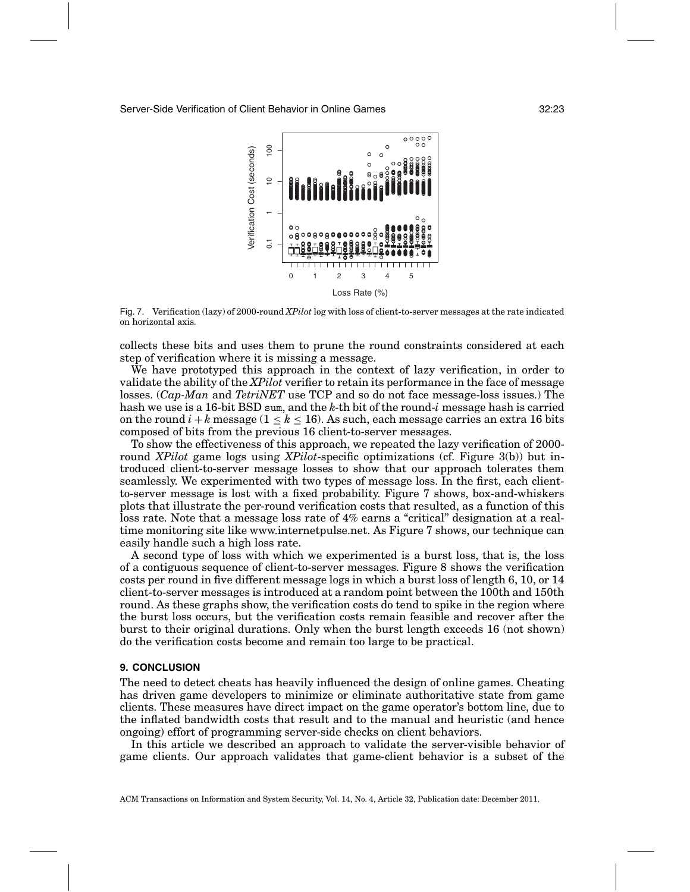Fig. 7. Verification (lazy) of 2000-round *XPilot* log with loss of client-to-server messages at the rate indicated on horizontal axis.

collects these bits and uses them to prune the round constraints considered at each step of verification where it is missing a message.

We have prototyped this approach in the context of lazy verification, in order to validate the ability of the *XPilot* verifier to retain its performance in the face of message losses. (*Cap-Man* and *TetriNET* use TCP and so do not face message-loss issues.) The hash we use is a 16-bit BSD `sum`, and the $k$-th bit of the round-$i$ message hash is carried on the round $i+k$ message ($1 \leq k \leq 16$). As such, each message carries an extra 16 bits composed of bits from the previous 16 client-to-server messages.

To show the effectiveness of this approach, we repeated the lazy verification of 2000-round *XPilot* game logs using *XPilot*-specific optimizations (cf. Figure 3(b)) but introduced client-to-server message losses to show that our approach tolerates them seamlessly. We experimented with two types of message loss. In the first, each client-to-server message is lost with a fixed probability. Figure 7 shows, box-and-whiskers plots that illustrate the per-round verification costs that resulted, as a function of this loss rate. Note that a message loss rate of 4% earns a "critical" designation at a real-time monitoring site like www.internetpulse.net. As Figure 7 shows, our technique can easily handle such a high loss rate.

A second type of loss with which we experimented is a burst loss, that is, the loss of a contiguous sequence of client-to-server messages. Figure 8 shows the verification costs per round in five different message logs in which a burst loss of length 6, 10, or 14 client-to-server messages is introduced at a random point between the 100th and 150th round. As these graphs show, the verification costs do tend to spike in the region where the burst loss occurs, but the verification costs remain feasible and recover after the burst to their original durations. Only when the burst length exceeds 16 (not shown) do the verification costs become and remain too large to be practical.

## 9. CONCLUSION

The need to detect cheats has heavily influenced the design of online games. Cheating has driven game developers to minimize or eliminate authoritative state from game clients. These measures have direct impact on the game operator's bottom line, due to the inflated bandwidth costs that result and to the manual and heuristic (and hence ongoing) effort of programming server-side checks on client behaviors.

In this article we described an approach to validate the server-visible behavior of game clients. Our approach validates that game-client behavior is a subset of the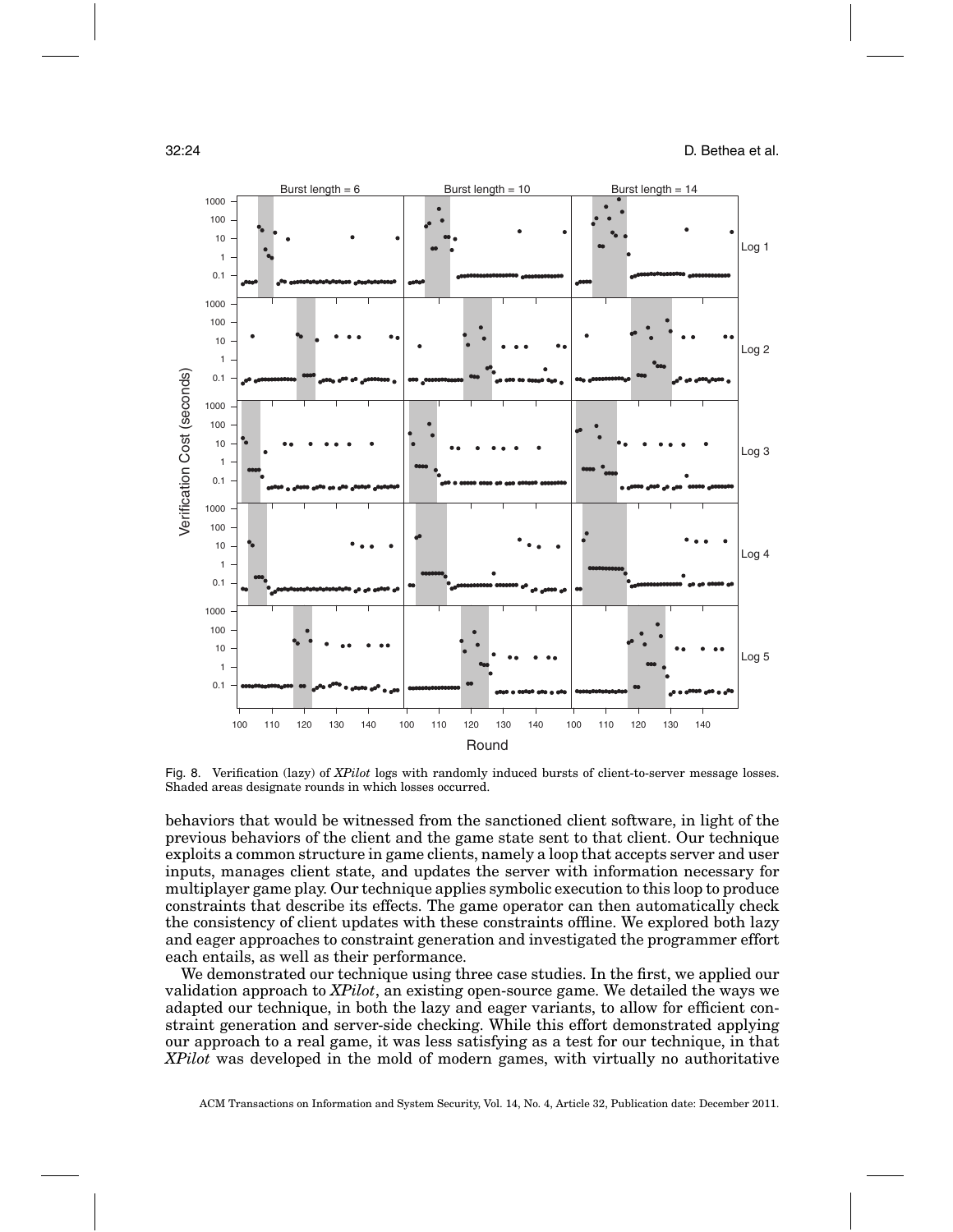Fig. 8. Verification (lazy) of *XPilot* logs with randomly induced bursts of client-to-server message losses. Shaded areas designate rounds in which losses occurred.

behaviors that would be witnessed from the sanctioned client software, in light of the previous behaviors of the client and the game state sent to that client. Our technique exploits a common structure in game clients, namely a loop that accepts server and user inputs, manages client state, and updates the server with information necessary for multiplayer game play. Our technique applies symbolic execution to this loop to produce constraints that describe its effects. The game operator can then automatically check the consistency of client updates with these constraints offline. We explored both lazy and eager approaches to constraint generation and investigated the programmer effort each entails, as well as their performance.

We demonstrated our technique using three case studies. In the first, we applied our validation approach to *XPilot*, an existing open-source game. We detailed the ways we adapted our technique, in both the lazy and eager variants, to allow for efficient constraint generation and server-side checking. While this effort demonstrated applying our approach to a real game, it was less satisfying as a test for our technique, in that *XPilot* was developed in the mold of modern games, with virtually no authoritative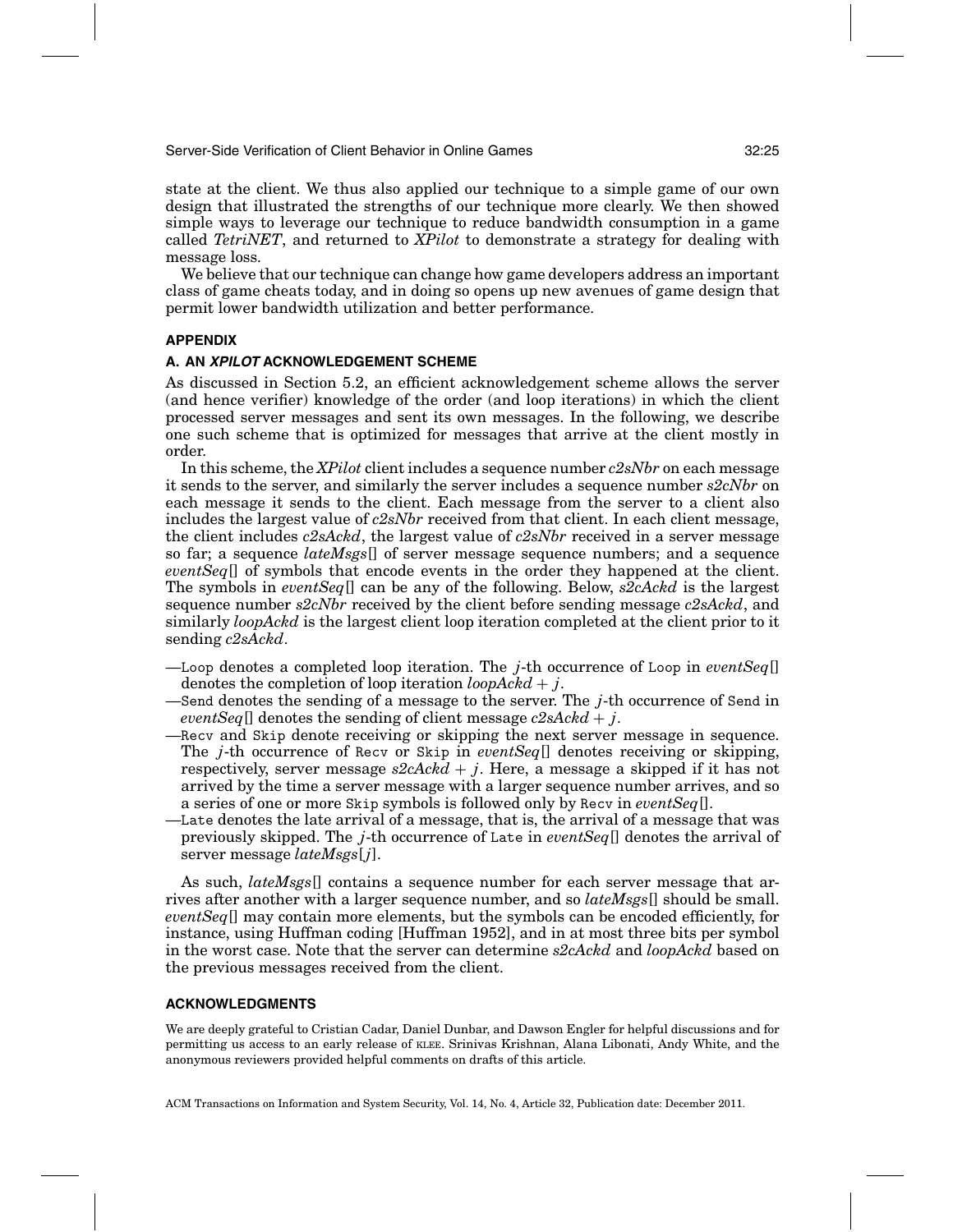state at the client. We thus also applied our technique to a simple game of our own design that illustrated the strengths of our technique more clearly. We then showed simple ways to leverage our technique to reduce bandwidth consumption in a game called *TetriNET*, and returned to *XPilot* to demonstrate a strategy for dealing with message loss.

We believe that our technique can change how game developers address an important class of game cheats today, and in doing so opens up new avenues of game design that permit lower bandwidth utilization and better performance.

## APPENDIX

### A. AN *XPILOT* ACKNOWLEDGEMENT SCHEME

As discussed in Section 5.2, an efficient acknowledgement scheme allows the server (and hence verifier) knowledge of the order (and loop iterations) in which the client processed server messages and sent its own messages. In the following, we describe one such scheme that is optimized for messages that arrive at the client mostly in order.

In this scheme, the *XPilot* client includes a sequence number *c2sNbr* on each message it sends to the server, and similarly the server includes a sequence number *s2cNbr* on each message it sends to the client. Each message from the server to a client also includes the largest value of *c2sNbr* received from that client. In each client message, the client includes *c2sAckd*, the largest value of *c2sNbr* received in a server message so far; a sequence *lateMsgs*[] of server message sequence numbers; and a sequence *eventSeq*[] of symbols that encode events in the order they happened at the client. The symbols in *eventSeq*[] can be any of the following. Below, *s2cAckd* is the largest sequence number *s2cNbr* received by the client before sending message *c2sAckd*, and similarly *loopAckd* is the largest client loop iteration completed at the client prior to it sending *c2sAckd*.

—`Loop` denotes a completed loop iteration. The $j$-th occurrence of `Loop` in *eventSeq*[] denotes the completion of loop iteration $loopAckd + j$.

—`Send` denotes the sending of a message to the server. The $j$-th occurrence of `Send` in *eventSeq*[] denotes the sending of client message $c2sAckd + j$.

—`Recv` and `Skip` denote receiving or skipping the next server message in sequence. The $j$-th occurrence of `Recv` or `Skip` in *eventSeq*[] denotes receiving or skipping, respectively, server message $s2cAckd + j$. Here, a message a skipped if it has not arrived by the time a server message with a larger sequence number arrives, and so a series of one or more `Skip` symbols is followed only by `Recv` in *eventSeq*[].

—`Late` denotes the late arrival of a message, that is, the arrival of a message that was previously skipped. The $j$-th occurrence of `Late` in *eventSeq*[] denotes the arrival of server message $lateMsgs[j]$.

As such, *lateMsgs*[] contains a sequence number for each server message that arrives after another with a larger sequence number, and so *lateMsgs*[] should be small. *eventSeq*[] may contain more elements, but the symbols can be encoded efficiently, for instance, using Huffman coding [Huffman 1952], and in at most three bits per symbol in the worst case. Note that the server can determine *s2cAckd* and *loopAckd* based on the previous messages received from the client.

## ACKNOWLEDGMENTS

We are deeply grateful to Cristian Cadar, Daniel Dunbar, and Dawson Engler for helpful discussions and for permitting us access to an early release of KLEE. Srinivas Krishnan, Alana Libonati, Andy White, and the anonymous reviewers provided helpful comments on drafts of this article.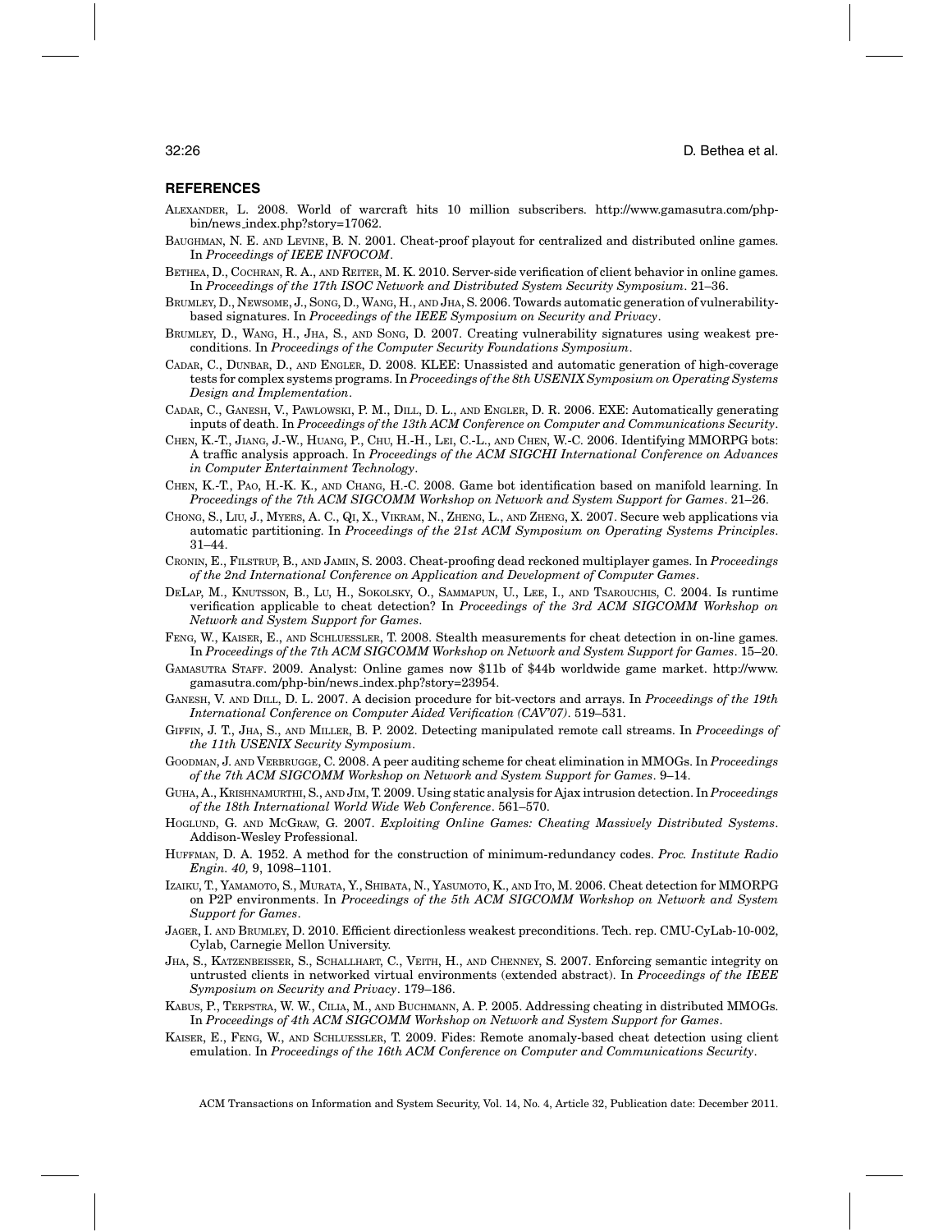## REFERENCES

ALEXANDER, L. 2008. World of warcraft hits 10 million subscribers. http://www.gamasutra.com/php-bin/news_index.php?story=17062.

BAUGHMAN, N. E. AND LEVINE, B. N. 2001. Cheat-proof playout for centralized and distributed online games. In *Proceedings of IEEE INFOCOM*.

BETHEA, D., COCHRAN, R. A., AND REITER, M. K. 2010. Server-side verification of client behavior in online games. In *Proceedings of the 17th ISOC Network and Distributed System Security Symposium*. 21–36.

BRUMLEY, D., NEWSOME, J., SONG, D., WANG, H., AND JHA, S. 2006. Towards automatic generation of vulnerability-based signatures. In *Proceedings of the IEEE Symposium on Security and Privacy*.

BRUMLEY, D., WANG, H., JHA, S., AND SONG, D. 2007. Creating vulnerability signatures using weakest preconditions. In *Proceedings of the Computer Security Foundations Symposium*.

CADAR, C., DUNBAR, D., AND ENGLER, D. 2008. KLEE: Unassisted and automatic generation of high-coverage tests for complex systems programs. In *Proceedings of the 8th USENIX Symposium on Operating Systems Design and Implementation*.

CADAR, C., GANESH, V., PAWLOWSKI, P. M., DILL, D. L., AND ENGLER, D. R. 2006. EXE: Automatically generating inputs of death. In *Proceedings of the 13th ACM Conference on Computer and Communications Security*.

CHEN, K.-T., JIANG, J.-W., HUANG, P., CHU, H.-H., LEI, C.-L., AND CHEN, W.-C. 2006. Identifying MMORPG bots: A traffic analysis approach. In *Proceedings of the ACM SIGCHI International Conference on Advances in Computer Entertainment Technology*.

CHEN, K.-T., PAO, H.-K. K., AND CHANG, H.-C. 2008. Game bot identification based on manifold learning. In *Proceedings of the 7th ACM SIGCOMM Workshop on Network and System Support for Games*. 21–26.

CHONG, S., LIU, J., MYERS, A. C., QI, X., VIKRAM, N., ZHENG, L., AND ZHENG, X. 2007. Secure web applications via automatic partitioning. In *Proceedings of the 21st ACM Symposium on Operating Systems Principles*. 31–44.

CRONIN, E., FILSTRUP, B., AND JAMIN, S. 2003. Cheat-proofing dead reckoned multiplayer games. In *Proceedings of the 2nd International Conference on Application and Development of Computer Games*.

DELAP, M., KNUTSSON, B., LU, H., SOKOLSKY, O., SAMMAPUN, U., LEE, I., AND TSAROUCHIS, C. 2004. Is runtime verification applicable to cheat detection? In *Proceedings of the 3rd ACM SIGCOMM Workshop on Network and System Support for Games*.

FENG, W., KAISER, E., AND SCHLUESSLER, T. 2008. Stealth measurements for cheat detection in on-line games. In *Proceedings of the 7th ACM SIGCOMM Workshop on Network and System Support for Games*. 15–20.

GAMASUTRA STAFF. 2009. Analyst: Online games now $11b of $44b worldwide game market. http://www.gamasutra.com/php-bin/news_index.php?story=23954.

GANESH, V. AND DILL, D. L. 2007. A decision procedure for bit-vectors and arrays. In *Proceedings of the 19th International Conference on Computer Aided Verification (CAV'07)*. 519–531.

GIFFIN, J. T., JHA, S., AND MILLER, B. P. 2002. Detecting manipulated remote call streams. In *Proceedings of the 11th USENIX Security Symposium*.

GOODMAN, J. AND VERBRUGGE, C. 2008. A peer auditing scheme for cheat elimination in MMOGs. In *Proceedings of the 7th ACM SIGCOMM Workshop on Network and System Support for Games*. 9–14.

GUHA, A., KRISHNAMURTHI, S., AND JIM, T. 2009. Using static analysis for Ajax intrusion detection. In *Proceedings of the 18th International World Wide Web Conference*. 561–570.

HOGLUND, G. AND MCGRAW, G. 2007. *Exploiting Online Games: Cheating Massively Distributed Systems*. Addison-Wesley Professional.

HUFFMAN, D. A. 1952. A method for the construction of minimum-redundancy codes. *Proc. Institute Radio Engin. 40,* 9, 1098–1101.

IZAIKU, T., YAMAMOTO, S., MURATA, Y., SHIBATA, N., YASUMOTO, K., AND ITO, M. 2006. Cheat detection for MMORPG on P2P environments. In *Proceedings of the 5th ACM SIGCOMM Workshop on Network and System Support for Games*.

JAGER, I. AND BRUMLEY, D. 2010. Efficient directionless weakest preconditions. Tech. rep. CMU-CyLab-10-002, Cylab, Carnegie Mellon University.

JHA, S., KATZENBEISSER, S., SCHALLHART, C., VEITH, H., AND CHENNEY, S. 2007. Enforcing semantic integrity on untrusted clients in networked virtual environments (extended abstract). In *Proceedings of the IEEE Symposium on Security and Privacy*. 179–186.

KABUS, P., TERPSTRA, W. W., CILIA, M., AND BUCHMANN, A. P. 2005. Addressing cheating in distributed MMOGs. In *Proceedings of 4th ACM SIGCOMM Workshop on Network and System Support for Games*.

KAISER, E., FENG, W., AND SCHLUESSLER, T. 2009. Fides: Remote anomaly-based cheat detection using client emulation. In *Proceedings of the 16th ACM Conference on Computer and Communications Security*.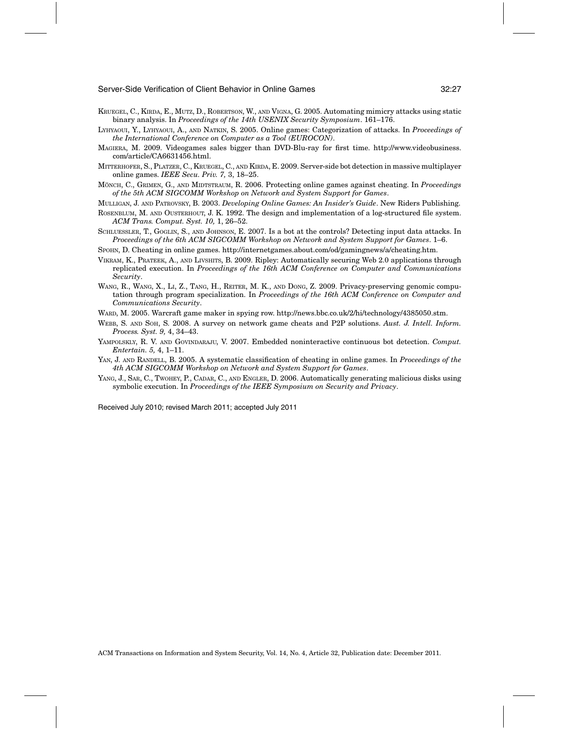KRUEGEL, C., KIRDA, E., MUTZ, D., ROBERTSON, W., AND VIGNA, G. 2005. Automating mimicry attacks using static binary analysis. In *Proceedings of the 14th USENIX Security Symposium*. 161–176.

LYHYAOUI, Y., LYHYAOUI, A., AND NATKIN, S. 2005. Online games: Categorization of attacks. In *Proceedings of the International Conference on Computer as a Tool (EUROCON)*.

MAGIERA, M. 2009. Videogames sales bigger than DVD-Blu-ray for first time. http://www.videobusiness.com/article/CA6631456.html.

MITTERHOFER, S., PLATZER, C., KRUEGEL, C., AND KIRDA, E. 2009. Server-side bot detection in massive multiplayer online games. *IEEE Secu. Priv. 7,* 3, 18–25.

MÖNCH, C., GRIMEN, G., AND MIDTSTRAUM, R. 2006. Protecting online games against cheating. In *Proceedings of the 5th ACM SIGCOMM Workshop on Network and System Support for Games*.

MULLIGAN, J. AND PATROVSKY, B. 2003. *Developing Online Games: An Insider's Guide*. New Riders Publishing.

ROSENBLUM, M. AND OUSTERHOUT, J. K. 1992. The design and implementation of a log-structured file system. *ACM Trans. Comput. Syst. 10,* 1, 26–52.

SCHLUESSLER, T., GOGLIN, S., AND JOHNSON, E. 2007. Is a bot at the controls? Detecting input data attacks. In *Proceedings of the 6th ACM SIGCOMM Workshop on Network and System Support for Games*. 1–6.

SPOHN, D. Cheating in online games. http://internetgames.about.com/od/gamingnews/a/cheating.htm.

VIKRAM, K., PRATEEK, A., AND LIVSHITS, B. 2009. Ripley: Automatically securing Web 2.0 applications through replicated execution. In *Proceedings of the 16th ACM Conference on Computer and Communications Security*.

WANG, R., WANG, X., LI, Z., TANG, H., REITER, M. K., AND DONG, Z. 2009. Privacy-preserving genomic computation through program specialization. In *Proceedings of the 16th ACM Conference on Computer and Communications Security*.

WARD, M. 2005. Warcraft game maker in spying row. http://news.bbc.co.uk/2/hi/technology/4385050.stm.

WEBB, S. AND SOH, S. 2008. A survey on network game cheats and P2P solutions. *Aust. J. Intell. Inform. Process. Syst. 9,* 4, 34–43.

YAMPOLSKLY, R. V. AND GOVINDARAJU, V. 2007. Embedded noninteractive continuous bot detection. *Comput. Entertain. 5,* 4, 1–11.

YAN, J. AND RANDELL, B. 2005. A systematic classification of cheating in online games. In *Proceedings of the 4th ACM SIGCOMM Workshop on Network and System Support for Games*.

YANG, J., SAR, C., TWOHEY, P., CADAR, C., AND ENGLER, D. 2006. Automatically generating malicious disks using symbolic execution. In *Proceedings of the IEEE Symposium on Security and Privacy*.

Received July 2010; revised March 2011; accepted July 2011